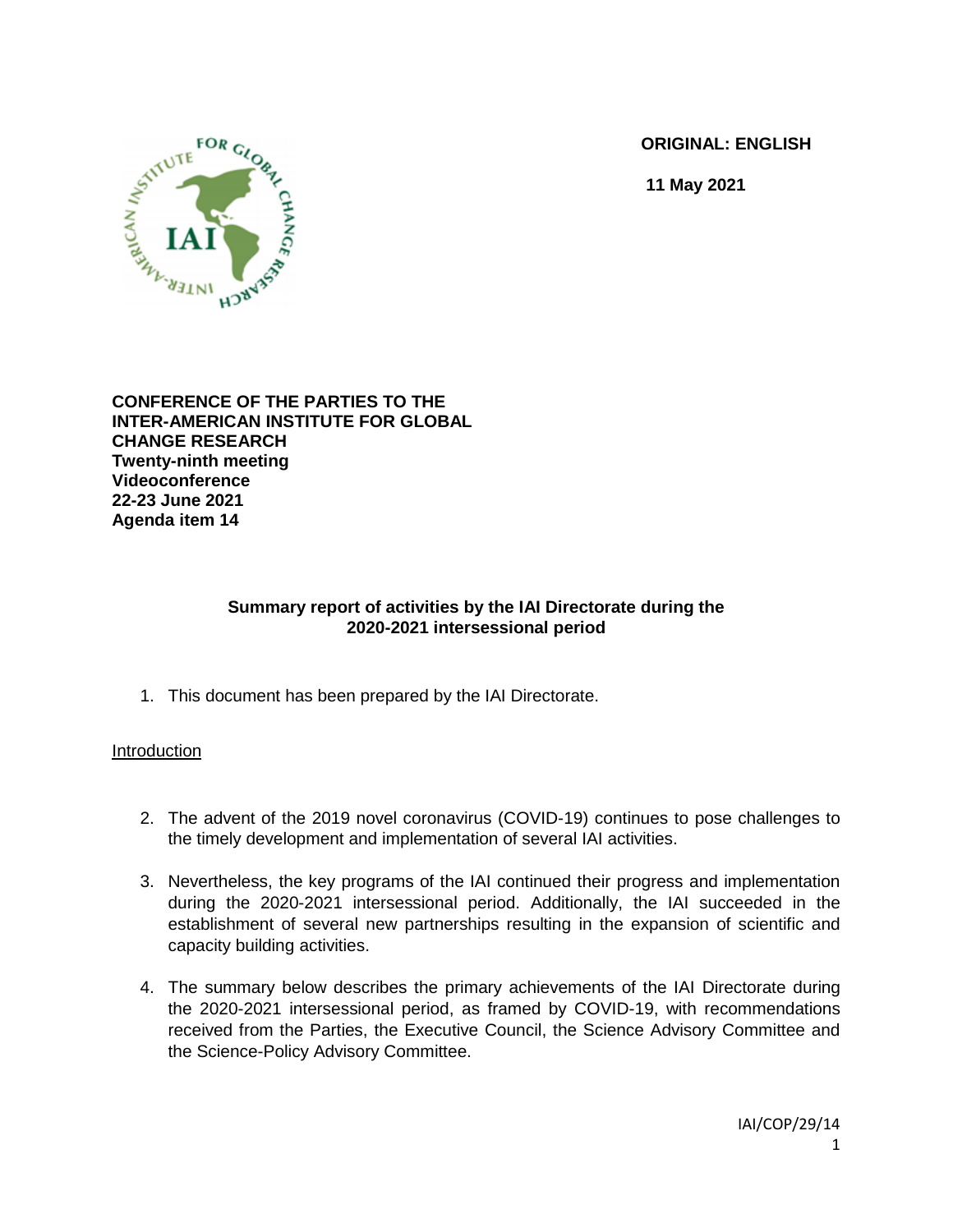**ORIGINAL: ENGLISH**

**11 May 2021**

**CONFERENCE OF THE PARTIES TO THE INTER-AMERICAN INSTITUTE FOR GLOBAL CHANGE RESEARCH**
**Twenty-ninth meeting**
**Videoconference**
**22-23 June 2021**
**Agenda item 14**

## Summary report of activities by the IAI Directorate during the 2020-2021 intersessional period

1. This document has been prepared by the IAI Directorate.

### Introduction

2. The advent of the 2019 novel coronavirus (COVID-19) continues to pose challenges to the timely development and implementation of several IAI activities.

3. Nevertheless, the key programs of the IAI continued their progress and implementation during the 2020-2021 intersessional period. Additionally, the IAI succeeded in the establishment of several new partnerships resulting in the expansion of scientific and capacity building activities.

4. The summary below describes the primary achievements of the IAI Directorate during the 2020-2021 intersessional period, as framed by COVID-19, with recommendations received from the Parties, the Executive Council, the Science Advisory Committee and the Science-Policy Advisory Committee.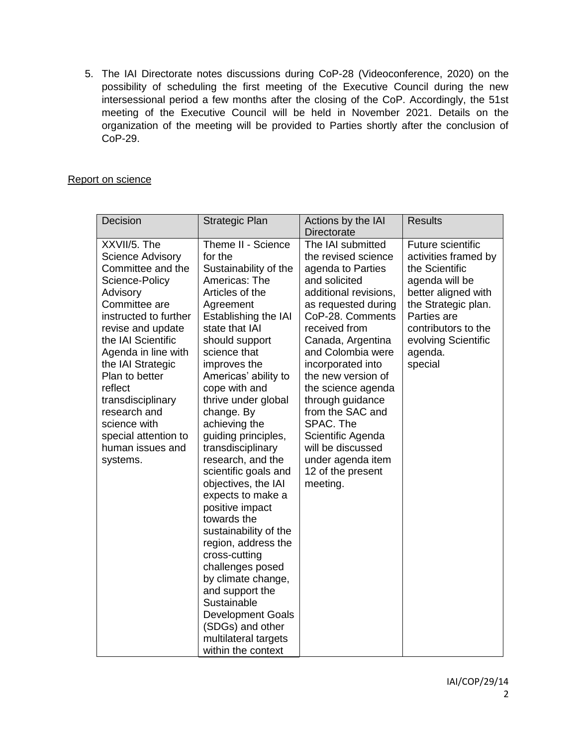5. The IAI Directorate notes discussions during CoP-28 (Videoconference, 2020) on the possibility of scheduling the first meeting of the Executive Council during the new intersessional period a few months after the closing of the CoP. Accordingly, the 51st meeting of the Executive Council will be held in November 2021. Details on the organization of the meeting will be provided to Parties shortly after the conclusion of CoP-29.

Report on science

| Decision | Strategic Plan | Actions by the IAI Directorate | Results |
| --- | --- | --- | --- |
| XXVII/5. The Science Advisory Committee and the Science-Policy Advisory Committee are instructed to further revise and update the IAI Scientific Agenda in line with the IAI Strategic Plan to better reflect transdisciplinary research and science with special attention to human issues and systems. | Theme II - Science for the Sustainability of the Americas: The Articles of the Agreement Establishing the IAI state that IAI should support science that improves the Americas' ability to cope with and thrive under global change. By achieving the guiding principles, transdisciplinary research, and the scientific goals and objectives, the IAI expects to make a positive impact towards the sustainability of the region, address the cross-cutting challenges posed by climate change, and support the Sustainable Development Goals (SDGs) and other multilateral targets within the context | The IAI submitted the revised science agenda to Parties and solicited additional revisions, as requested during CoP-28. Comments received from Canada, Argentina and Colombia were incorporated into the new version of the science agenda through guidance from the SAC and SPAC. The Scientific Agenda will be discussed under agenda item 12 of the present meeting. | Future scientific activities framed by the Scientific agenda will be better aligned with the Strategic plan. Parties are contributors to the evolving Scientific agenda. special |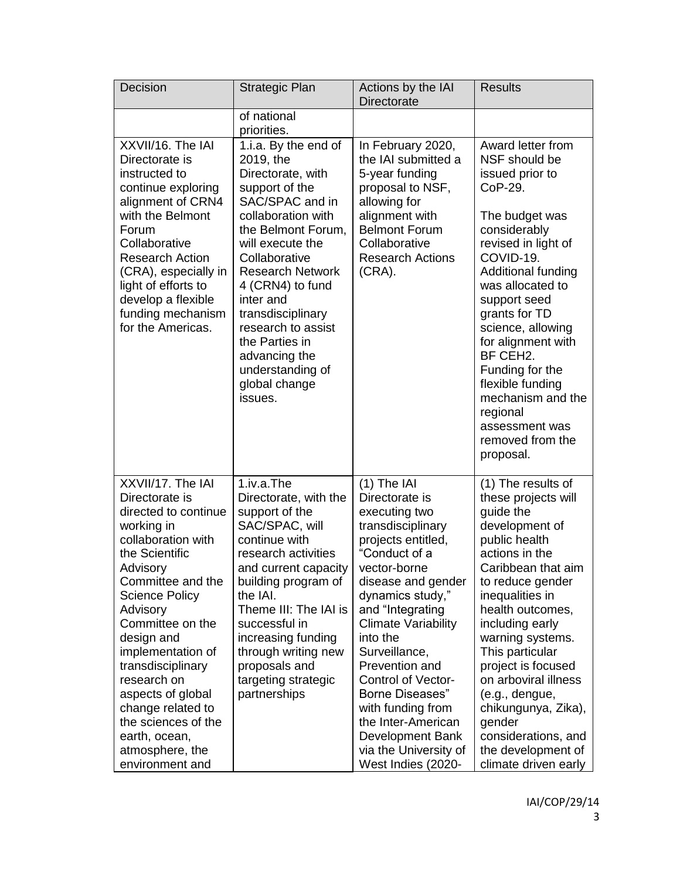| Decision | Strategic Plan | Actions by the IAI Directorate | Results |
| --- | --- | --- | --- |
| | of national priorities. | | |
| XXVII/16. The IAI Directorate is instructed to continue exploring alignment of CRN4 with the Belmont Forum Collaborative Research Action (CRA), especially in light of efforts to develop a flexible funding mechanism for the Americas. | 1.i.a. By the end of 2019, the Directorate, with support of the SAC/SPAC and in collaboration with the Belmont Forum, will execute the Collaborative Research Network 4 (CRN4) to fund inter and transdisciplinary research to assist the Parties in advancing the understanding of global change issues. | In February 2020, the IAI submitted a 5-year funding proposal to NSF, allowing for alignment with Belmont Forum Collaborative Research Actions (CRA). | Award letter from NSF should be issued prior to CoP-29.<br><br>The budget was considerably revised in light of COVID-19. Additional funding was allocated to support seed grants for TD science, allowing for alignment with BF CEH2. Funding for the flexible funding mechanism and the regional assessment was removed from the proposal. |
| XXVII/17. The IAI Directorate is directed to continue working in collaboration with the Scientific Advisory Committee and the Science Policy Advisory Committee on the design and implementation of transdisciplinary research on aspects of global change related to the sciences of the earth, ocean, atmosphere, the environment and | 1.iv.a.The Directorate, with the support of the SAC/SPAC, will continue with research activities and current capacity building program of the IAI.<br>Theme III: The IAI is successful in increasing funding through writing new proposals and targeting strategic partnerships | (1) The IAI Directorate is executing two transdisciplinary projects entitled, "Conduct of a vector-borne disease and gender dynamics study," and "Integrating Climate Variability into the Surveillance, Prevention and Control of Vector-Borne Diseases" with funding from the Inter-American Development Bank via the University of West Indies (2020- | (1) The results of these projects will guide the development of public health actions in the Caribbean that aim to reduce gender inequalities in health outcomes, including early warning systems. This particular project is focused on arboviral illness (e.g., dengue, chikungunya, Zika), gender considerations, and the development of climate driven early |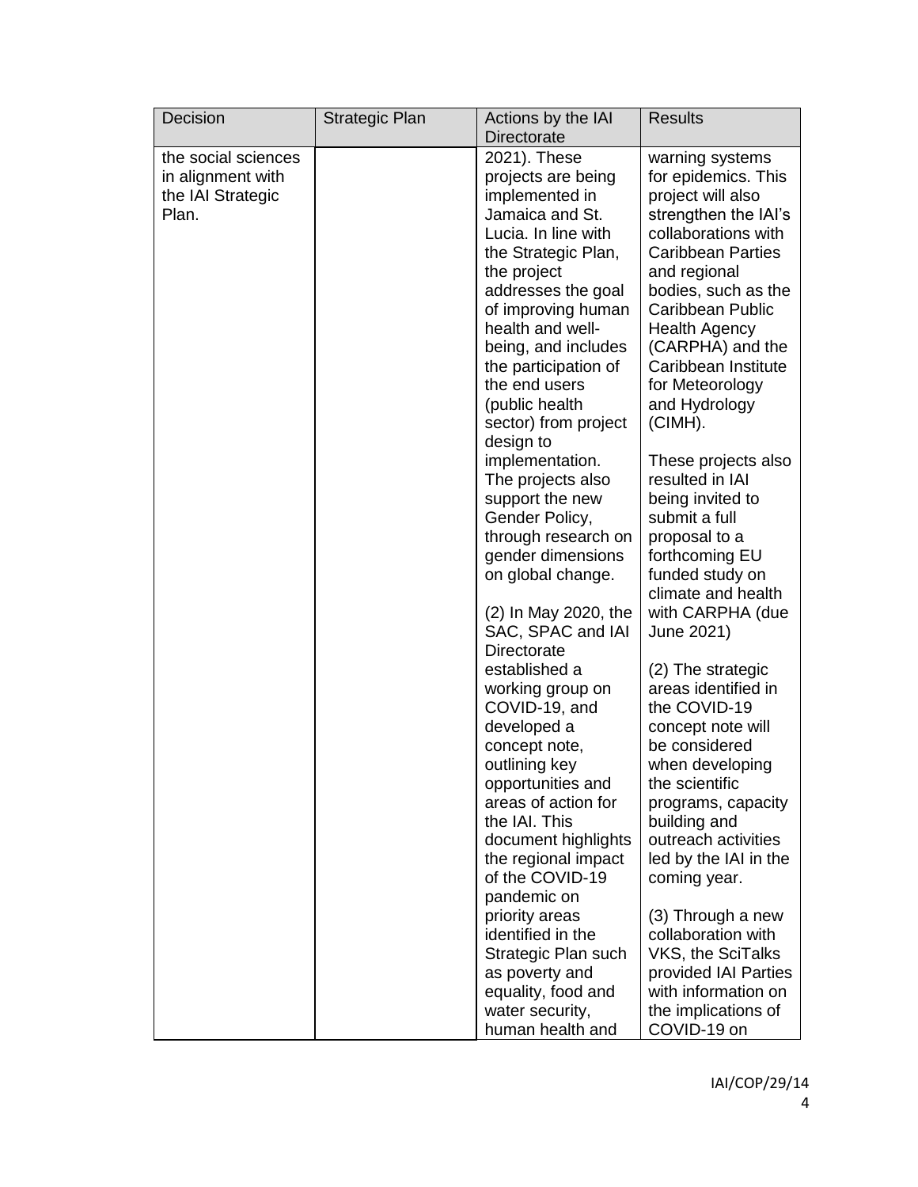| Decision | Strategic Plan | Actions by the IAI Directorate | Results |
|---|---|---|---|
| the social sciences in alignment with the IAI Strategic Plan. | | 2021). These projects are being implemented in Jamaica and St. Lucia. In line with the Strategic Plan, the project addresses the goal of improving human health and well-being, and includes the participation of the end users (public health sector) from project design to implementation. The projects also support the new Gender Policy, through research on gender dimensions on global change.<br><br>(2) In May 2020, the SAC, SPAC and IAI Directorate established a working group on COVID-19, and developed a concept note, outlining key opportunities and areas of action for the IAI. This document highlights the regional impact of the COVID-19 pandemic on priority areas identified in the Strategic Plan such as poverty and equality, food and water security, human health and | warning systems for epidemics. This project will also strengthen the IAI's collaborations with Caribbean Parties and regional bodies, such as the Caribbean Public Health Agency (CARPHA) and the Caribbean Institute for Meteorology and Hydrology (CIMH).<br><br>These projects also resulted in IAI being invited to submit a full proposal to a forthcoming EU funded study on climate and health with CARPHA (due June 2021)<br><br>(2) The strategic areas identified in the COVID-19 concept note will be considered when developing the scientific programs, capacity building and outreach activities led by the IAI in the coming year.<br><br>(3) Through a new collaboration with VKS, the SciTalks provided IAI Parties with information on the implications of COVID-19 on |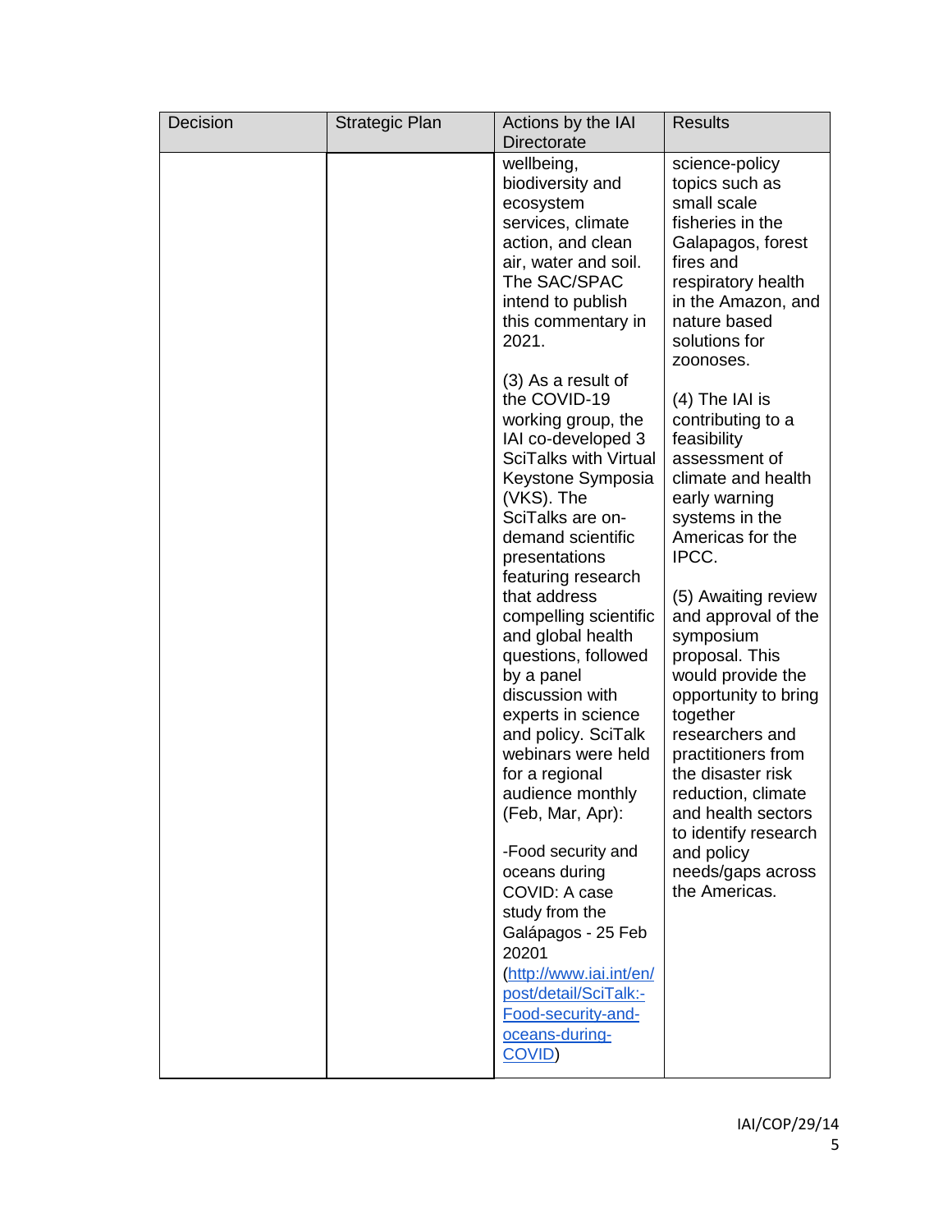| Decision | Strategic Plan | Actions by the IAI Directorate | Results |
|---|---|---|---|
| | | wellbeing, biodiversity and ecosystem services, climate action, and clean air, water and soil. The SAC/SPAC intend to publish this commentary in 2021.<br><br>(3) As a result of the COVID-19 working group, the IAI co-developed 3 SciTalks with Virtual Keystone Symposia (VKS). The SciTalks are on-demand scientific presentations featuring research that address compelling scientific and global health questions, followed by a panel discussion with experts in science and policy. SciTalk webinars were held for a regional audience monthly (Feb, Mar, Apr):<br><br>-Food security and oceans during COVID: A case study from the Galápagos - 25 Feb 20201 ([http://www.iai.int/en/post/detail/SciTalk:-Food-security-and-oceans-during-COVID](http://www.iai.int/en/post/detail/SciTalk:-Food-security-and-oceans-during-COVID)) | science-policy topics such as small scale fisheries in the Galapagos, forest fires and respiratory health in the Amazon, and nature based solutions for zoonoses.<br><br>(4) The IAI is contributing to a feasibility assessment of climate and health early warning systems in the Americas for the IPCC.<br><br>(5) Awaiting review and approval of the symposium proposal. This would provide the opportunity to bring together researchers and practitioners from the disaster risk reduction, climate and health sectors to identify research and policy needs/gaps across the Americas. |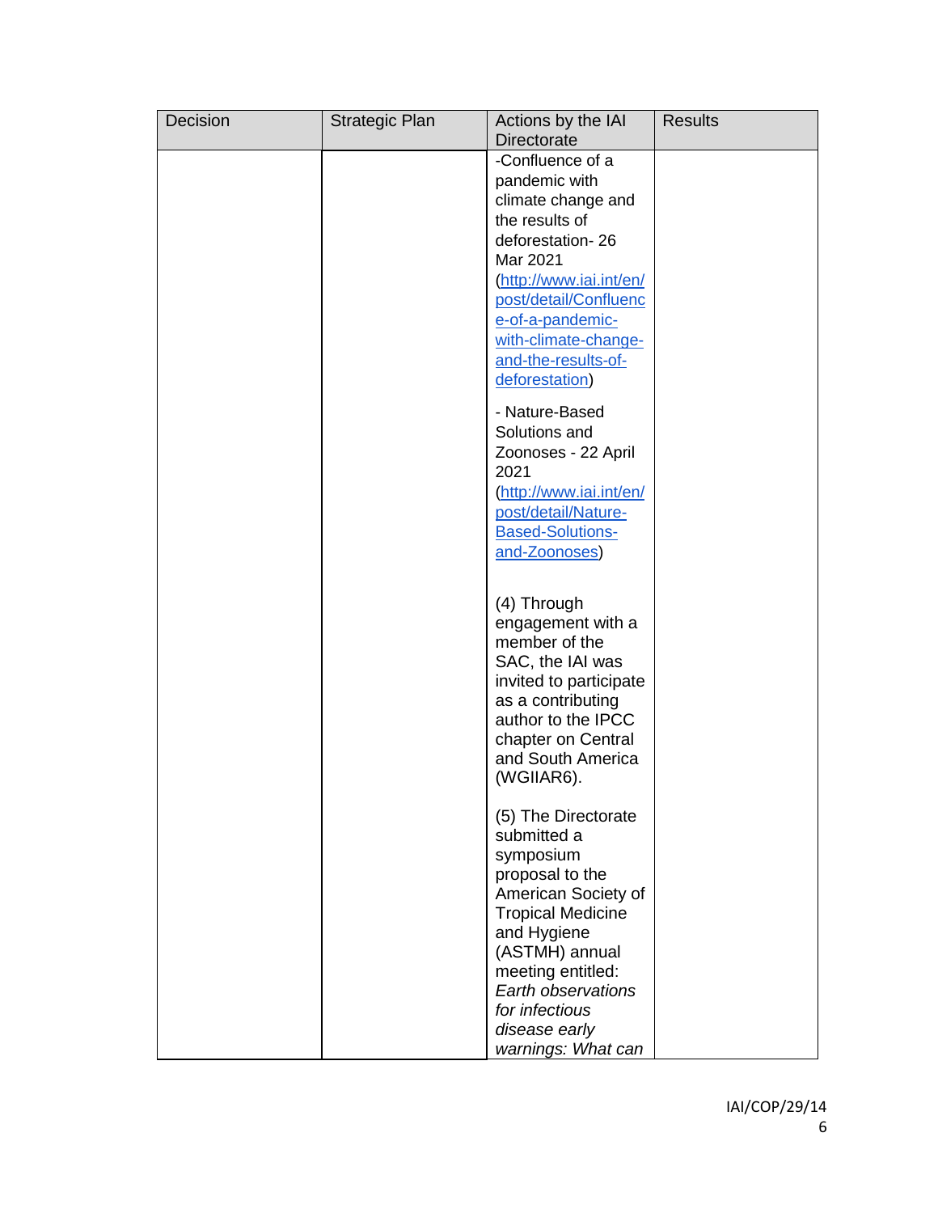| Decision | Strategic Plan | Actions by the IAI Directorate | Results |
| --- | --- | --- | --- |
| | | -Confluence of a pandemic with climate change and the results of deforestation- 26 Mar 2021 (http://www.iai.int/en/post/detail/Confluence-of-a-pandemic-with-climate-change-and-the-results-of-deforestation)<br><br>- Nature-Based Solutions and Zoonoses - 22 April 2021 (http://www.iai.int/en/post/detail/Nature-Based-Solutions-and-Zoonoses)<br><br>(4) Through engagement with a member of the SAC, the IAI was invited to participate as a contributing author to the IPCC chapter on Central and South America (WGIIAR6).<br><br>(5) The Directorate submitted a symposium proposal to the American Society of Tropical Medicine and Hygiene (ASTMH) annual meeting entitled: *Earth observations for infectious disease early warnings: What can* | |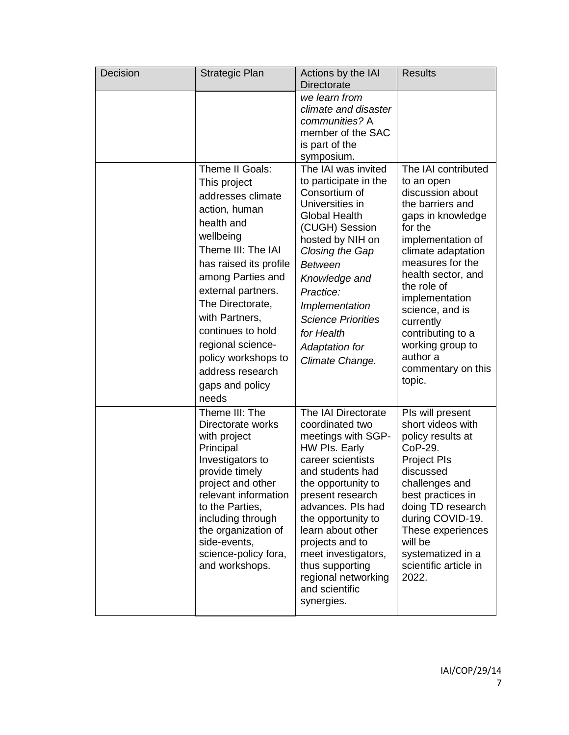| Decision | Strategic Plan | Actions by the IAI Directorate | Results |
|---|---|---|---|
| | | *we learn from climate and disaster communities?* A member of the SAC is part of the symposium. | |
| | Theme II Goals: This project addresses climate action, human health and wellbeing<br>Theme III: The IAI has raised its profile among Parties and external partners. The Directorate, with Partners, continues to hold regional science-policy workshops to address research gaps and policy needs | The IAI was invited to participate in the Consortium of Universities in Global Health (CUGH) Session hosted by NIH on *Closing the Gap Between Knowledge and Practice: Implementation Science Priorities for Health Adaptation for Climate Change.* | The IAI contributed to an open discussion about the barriers and gaps in knowledge for the implementation of climate adaptation measures for the health sector, and the role of implementation science, and is currently contributing to a working group to author a commentary on this topic. |
| | Theme III: The Directorate works with project Principal Investigators to provide timely project and other relevant information to the Parties, including through the organization of side-events, science-policy fora, and workshops. | The IAI Directorate coordinated two meetings with SGP-HW PIs. Early career scientists and students had the opportunity to present research advances. PIs had the opportunity to learn about other projects and to meet investigators, thus supporting regional networking and scientific synergies. | PIs will present short videos with policy results at CoP-29.<br>Project PIs discussed challenges and best practices in doing TD research during COVID-19. These experiences will be systematized in a scientific article in 2022. |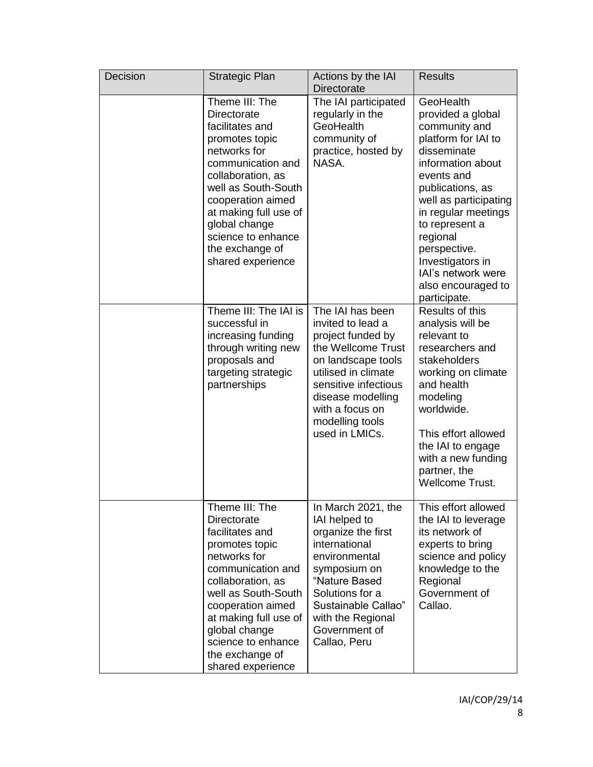| Decision | Strategic Plan | Actions by the IAI Directorate | Results |
|---|---|---|---|
| | Theme III: The Directorate facilitates and promotes topic networks for communication and collaboration, as well as South-South cooperation aimed at making full use of global change science to enhance the exchange of shared experience | The IAI participated regularly in the GeoHealth community of practice, hosted by NASA. | GeoHealth provided a global community and platform for IAI to disseminate information about events and publications, as well as participating in regular meetings to represent a regional perspective. Investigators in IAI's network were also encouraged to participate. |
| | Theme III: The IAI is successful in increasing funding through writing new proposals and targeting strategic partnerships | The IAI has been invited to lead a project funded by the Wellcome Trust on landscape tools utilised in climate sensitive infectious disease modelling with a focus on modelling tools used in LMICs. | Results of this analysis will be relevant to researchers and stakeholders working on climate and health modeling worldwide.<br><br>This effort allowed the IAI to engage with a new funding partner, the Wellcome Trust. |
| | Theme III: The Directorate facilitates and promotes topic networks for communication and collaboration, as well as South-South cooperation aimed at making full use of global change science to enhance the exchange of shared experience | In March 2021, the IAI helped to organize the first international environmental symposium on "Nature Based Solutions for a Sustainable Callao" with the Regional Government of Callao, Peru | This effort allowed the IAI to leverage its network of experts to bring science and policy knowledge to the Regional Government of Callao. |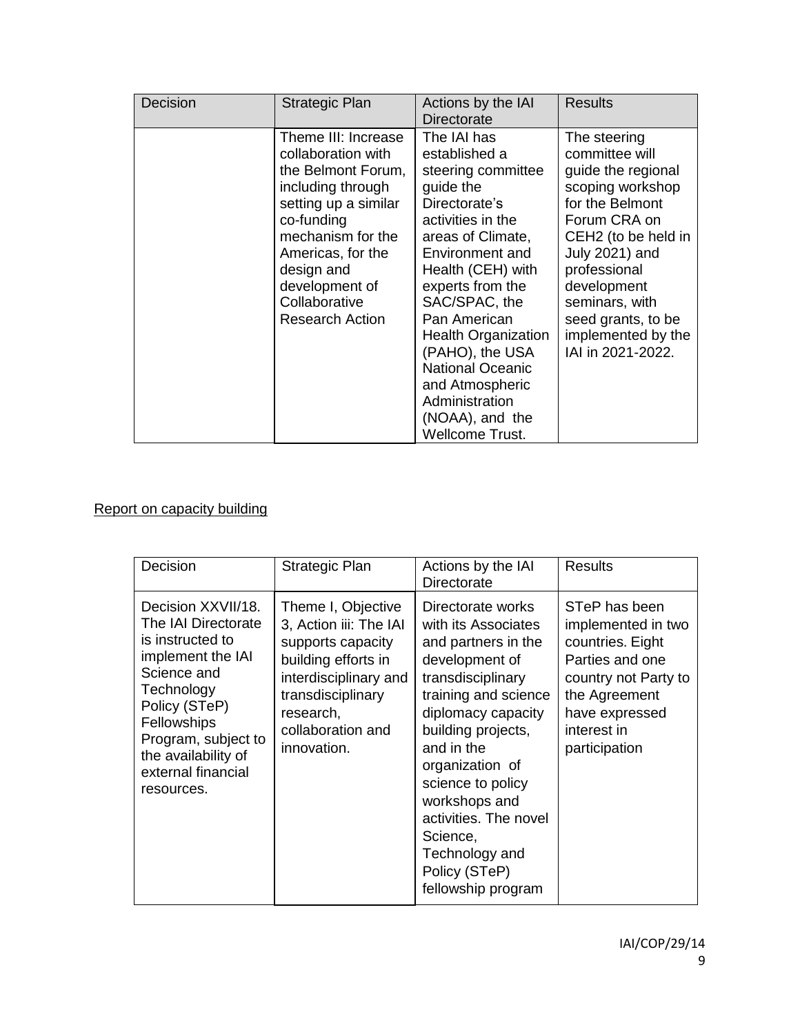| Decision | Strategic Plan | Actions by the IAI Directorate | Results |
|---|---|---|---|
| | Theme III: Increase collaboration with the Belmont Forum, including through setting up a similar co-funding mechanism for the Americas, for the design and development of Collaborative Research Action | The IAI has established a steering committee guide the Directorate's activities in the areas of Climate, Environment and Health (CEH) with experts from the SAC/SPAC, the Pan American Health Organization (PAHO), the USA National Oceanic and Atmospheric Administration (NOAA), and the Wellcome Trust. | The steering committee will guide the regional scoping workshop for the Belmont Forum CRA on CEH2 (to be held in July 2021) and professional development seminars, with seed grants, to be implemented by the IAI in 2021-2022. |

Report on capacity building

| Decision | Strategic Plan | Actions by the IAI Directorate | Results |
|---|---|---|---|
| Decision XXVII/18. The IAI Directorate is instructed to implement the IAI Science and Technology Policy (STeP) Fellowships Program, subject to the availability of external financial resources. | Theme I, Objective 3, Action iii: The IAI supports capacity building efforts in interdisciplinary and transdisciplinary research, collaboration and innovation. | Directorate works with its Associates and partners in the development of transdisciplinary training and science diplomacy capacity building projects, and in the organization of science to policy workshops and activities. The novel Science, Technology and Policy (STeP) fellowship program | STeP has been implemented in two countries. Eight Parties and one country not Party to the Agreement have expressed interest in participation |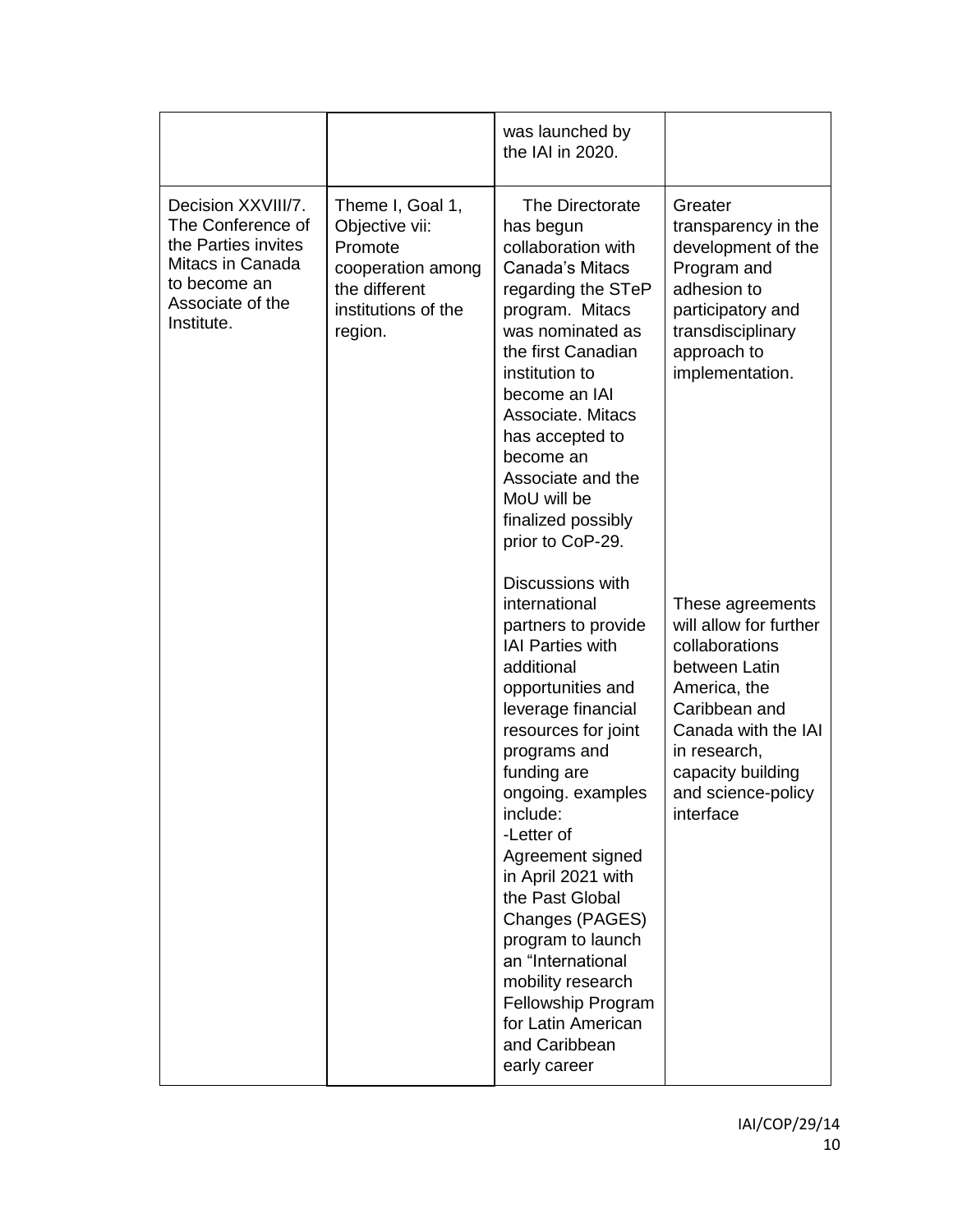| | | was launched by the IAI in 2020. | |
|---|---|---|---|
| Decision XXVIII/7. The Conference of the Parties invites Mitacs in Canada to become an Associate of the Institute. | Theme I, Goal 1, Objective vii: Promote cooperation among the different institutions of the region. | The Directorate has begun collaboration with Canada's Mitacs regarding the STeP program. Mitacs was nominated as the first Canadian institution to become an IAI Associate. Mitacs has accepted to become an Associate and the MoU will be finalized possibly prior to CoP-29.<br><br>Discussions with international partners to provide IAI Parties with additional opportunities and leverage financial resources for joint programs and funding are ongoing. examples include:<br>-Letter of Agreement signed in April 2021 with the Past Global Changes (PAGES) program to launch an "International mobility research Fellowship Program for Latin American and Caribbean early career | Greater transparency in the development of the Program and adhesion to participatory and transdisciplinary approach to implementation.<br><br>These agreements will allow for further collaborations between Latin America, the Caribbean and Canada with the IAI in research, capacity building and science-policy interface |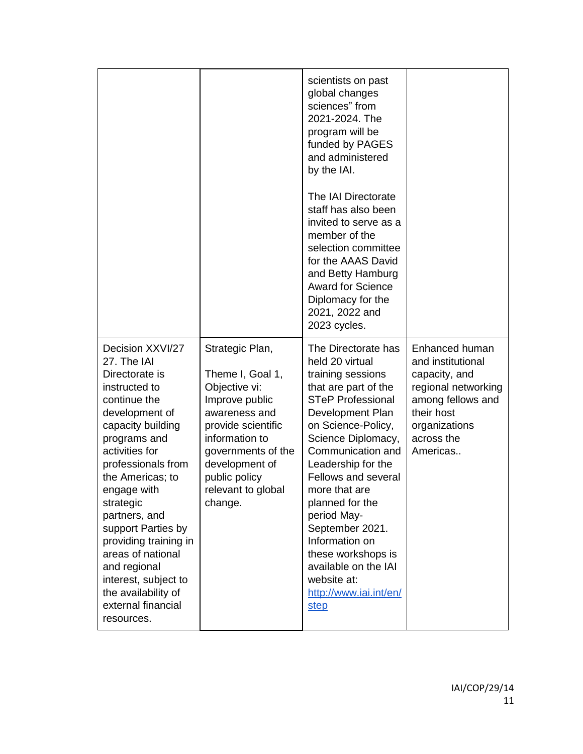| | | | |
|---|---|---|---|
| | | scientists on past global changes sciences" from 2021-2024. The program will be funded by PAGES and administered by the IAI.<br><br>The IAI Directorate staff has also been invited to serve as a member of the selection committee for the AAAS David and Betty Hamburg Award for Science Diplomacy for the 2021, 2022 and 2023 cycles. | |
| Decision XXVI/27<br>27. The IAI Directorate is instructed to continue the development of capacity building programs and activities for professionals from the Americas; to engage with strategic partners, and support Parties by providing training in areas of national and regional interest, subject to the availability of external financial resources. | Strategic Plan,<br><br>Theme I, Goal 1, Objective vi: Improve public awareness and provide scientific information to governments of the development of public policy relevant to global change. | The Directorate has held 20 virtual training sessions that are part of the STeP Professional Development Plan on Science-Policy, Science Diplomacy, Communication and Leadership for the Fellows and several more that are planned for the period May-September 2021. Information on these workshops is available on the IAI website at: [http://www.iai.int/en/step](http://www.iai.int/en/step) | Enhanced human and institutional capacity, and regional networking among fellows and their host organizations across the Americas.. |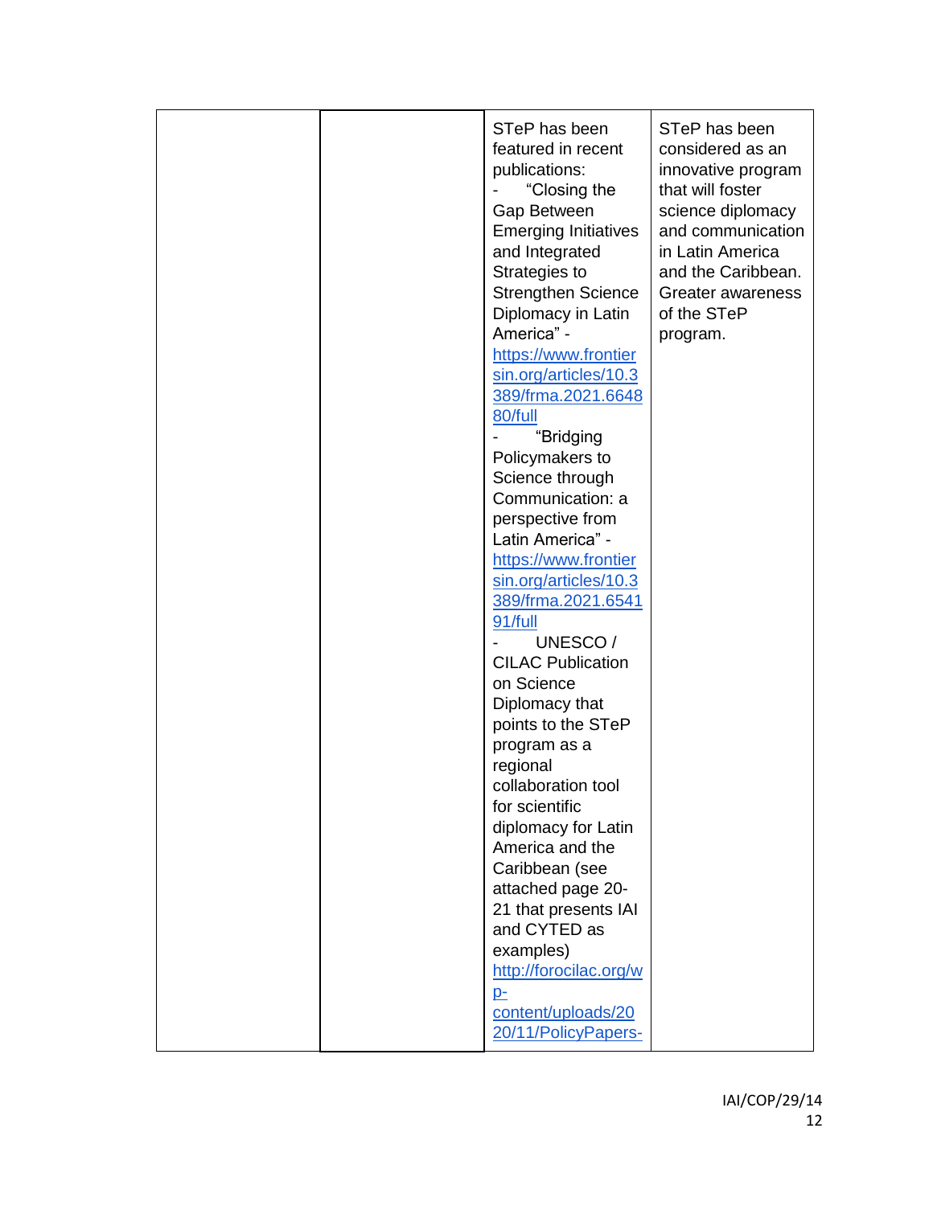|  |  |  |  |
|---|---|---|---|
|  |  | STeP has been featured in recent publications:<br>- "Closing the Gap Between Emerging Initiatives and Integrated Strategies to Strengthen Science Diplomacy in Latin America" - https://www.frontiersin.org/articles/10.3389/frma.2021.664880/full<br>- "Bridging Policymakers to Science through Communication: a perspective from Latin America" - https://www.frontiersin.org/articles/10.3389/frma.2021.654191/full<br>- UNESCO / CILAC Publication on Science Diplomacy that points to the STeP program as a regional collaboration tool for scientific diplomacy for Latin America and the Caribbean (see attached page 20-21 that presents IAI and CYTED as examples) http://forocilac.org/wp-content/uploads/2020/11/PolicyPapers- | STeP has been considered as an innovative program that will foster science diplomacy and communication in Latin America and the Caribbean. Greater awareness of the STeP program. |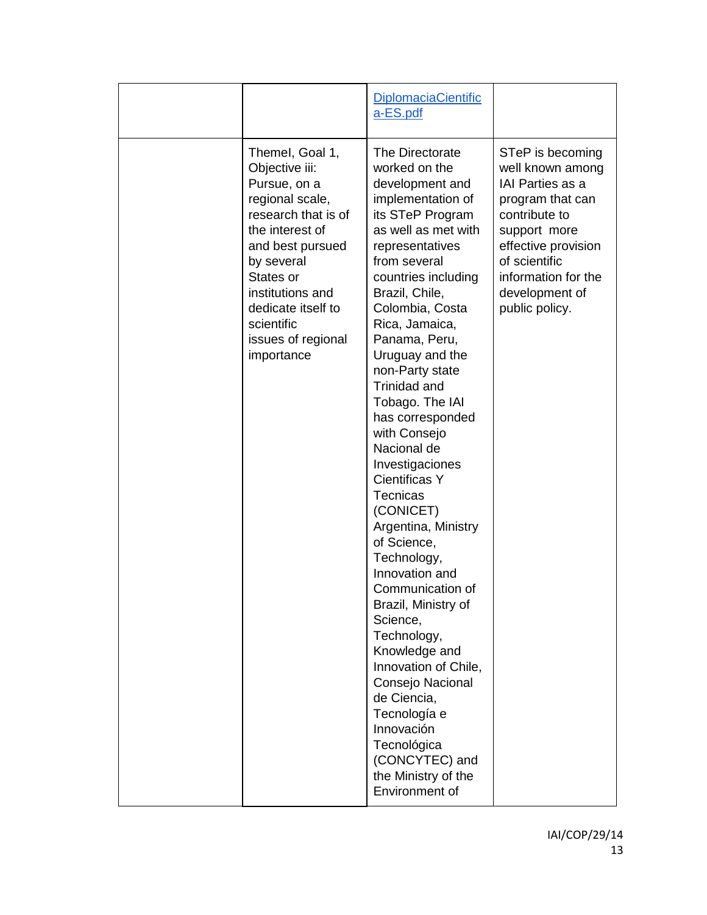|  |  |  |  |
|---|---|---|---|
|  |  | [DiplomaciaCientifica-ES.pdf](DiplomaciaCientifica-ES.pdf) |  |
|  | ThemeI, Goal 1, Objective iii: Pursue, on a regional scale, research that is of the interest of and best pursued by several States or institutions and dedicate itself to scientific issues of regional importance | The Directorate worked on the development and implementation of its STeP Program as well as met with representatives from several countries including Brazil, Chile, Colombia, Costa Rica, Jamaica, Panama, Peru, Uruguay and the non-Party state Trinidad and Tobago. The IAI has corresponded with Consejo Nacional de Investigaciones Cientificas Y Tecnicas (CONICET) Argentina, Ministry of Science, Technology, Innovation and Communication of Brazil, Ministry of Science, Technology, Knowledge and Innovation of Chile, Consejo Nacional de Ciencia, Tecnología e Innovación Tecnológica (CONCYTEC) and the Ministry of the Environment of | STeP is becoming well known among IAI Parties as a program that can contribute to support more effective provision of scientific information for the development of public policy. |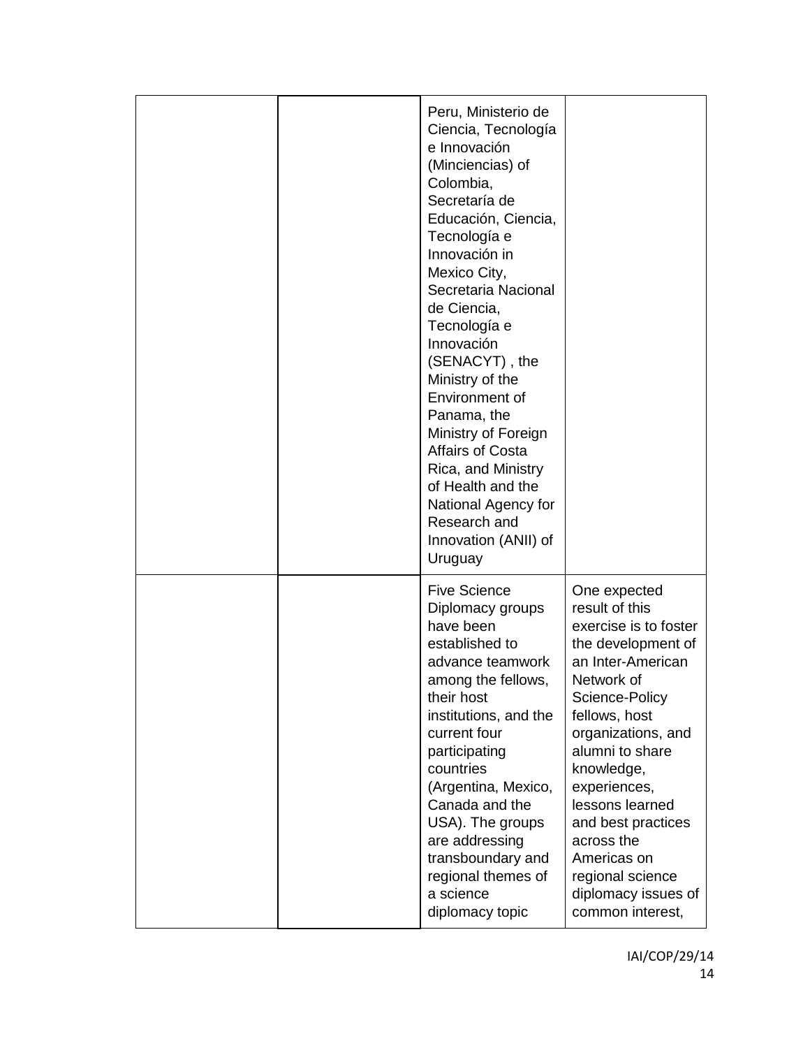| | | | |
|---|---|---|---|
| | | Peru, Ministerio de Ciencia, Tecnología e Innovación (Minciencias) of Colombia, Secretaría de Educación, Ciencia, Tecnología e Innovación in Mexico City, Secretaria Nacional de Ciencia, Tecnología e Innovación (SENACYT) , the Ministry of the Environment of Panama, the Ministry of Foreign Affairs of Costa Rica, and Ministry of Health and the National Agency for Research and Innovation (ANII) of Uruguay | |
| | | Five Science Diplomacy groups have been established to advance teamwork among the fellows, their host institutions, and the current four participating countries (Argentina, Mexico, Canada and the USA). The groups are addressing transboundary and regional themes of a science diplomacy topic | One expected result of this exercise is to foster the development of an Inter-American Network of Science-Policy fellows, host organizations, and alumni to share knowledge, experiences, lessons learned and best practices across the Americas on regional science diplomacy issues of common interest, |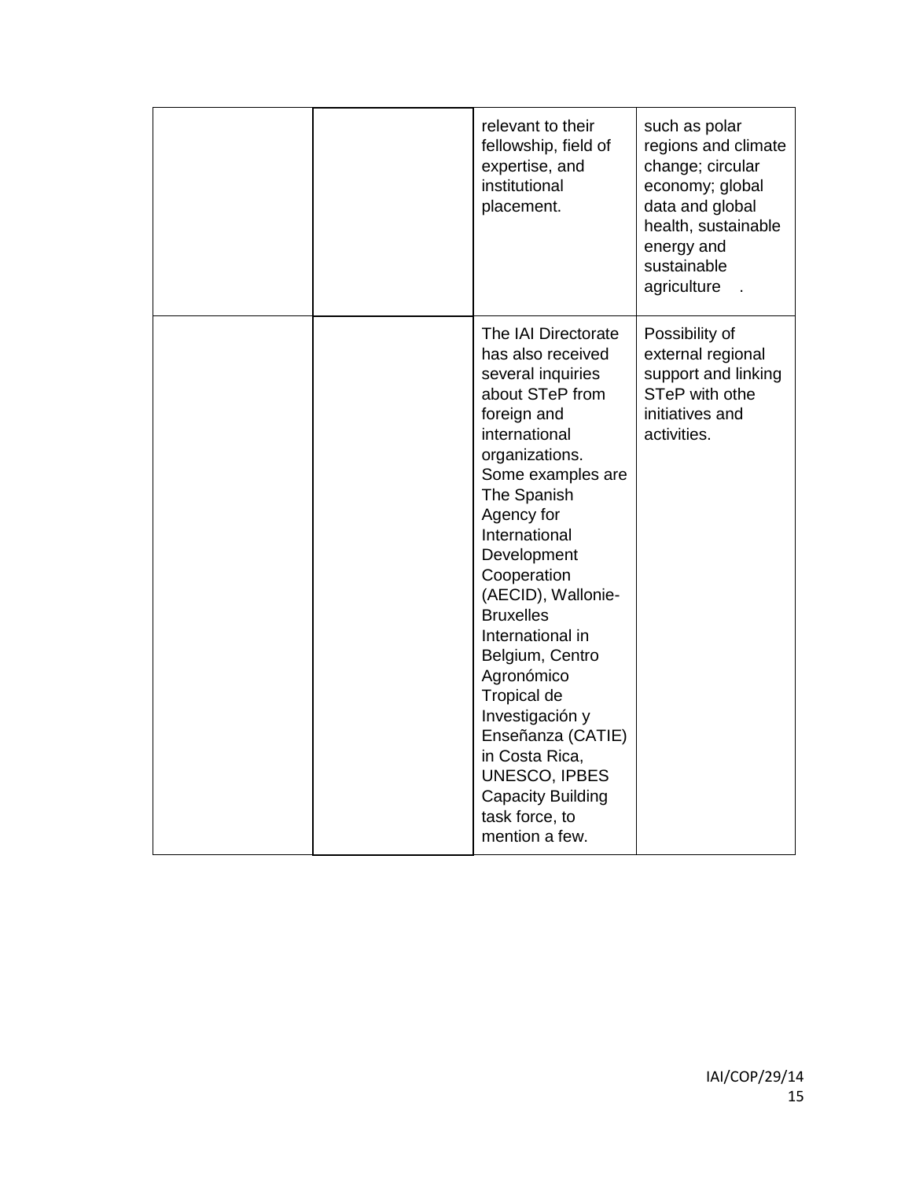|  |  |  |  |
|---|---|---|---|
|  |  | relevant to their fellowship, field of expertise, and institutional placement. | such as polar regions and climate change; circular economy; global data and global health, sustainable energy and sustainable agriculture . |
|  |  | The IAI Directorate has also received several inquiries about STeP from foreign and international organizations. Some examples are The Spanish Agency for International Development Cooperation (AECID), Wallonie-Bruxelles International in Belgium, Centro Agronómico Tropical de Investigación y Enseñanza (CATIE) in Costa Rica, UNESCO, IPBES Capacity Building task force, to mention a few. | Possibility of external regional support and linking STeP with othe initiatives and activities. |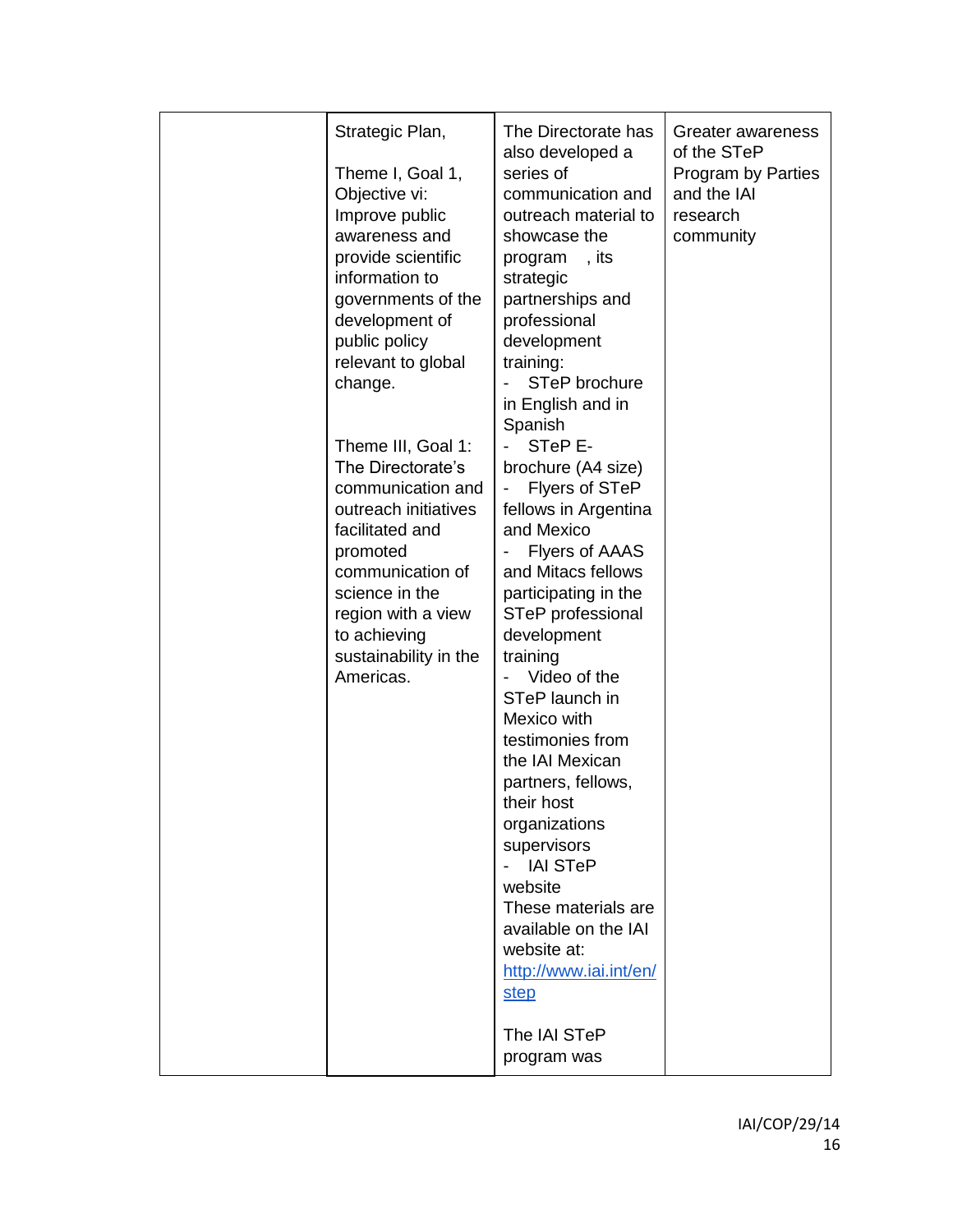| | | | |
|---|---|---|---|
| | Strategic Plan,<br><br>Theme I, Goal 1, Objective vi: Improve public awareness and provide scientific information to governments of the development of public policy relevant to global change.<br><br>Theme III, Goal 1: The Directorate's communication and outreach initiatives facilitated and promoted communication of science in the region with a view to achieving sustainability in the Americas. | The Directorate has also developed a series of communication and outreach material to showcase the program , its strategic partnerships and professional development training:<br>- STeP brochure in English and in Spanish<br>- STeP E-brochure (A4 size)<br>- Flyers of STeP fellows in Argentina and Mexico<br>- Flyers of AAAS and Mitacs fellows participating in the STeP professional development training<br>- Video of the STeP launch in Mexico with testimonies from the IAI Mexican partners, fellows, their host organizations supervisors<br>- IAI STeP website<br>These materials are available on the IAI website at: [http://www.iai.int/en/step](http://www.iai.int/en/step)<br><br>The IAI STeP program was | Greater awareness of the STeP Program by Parties and the IAI research community |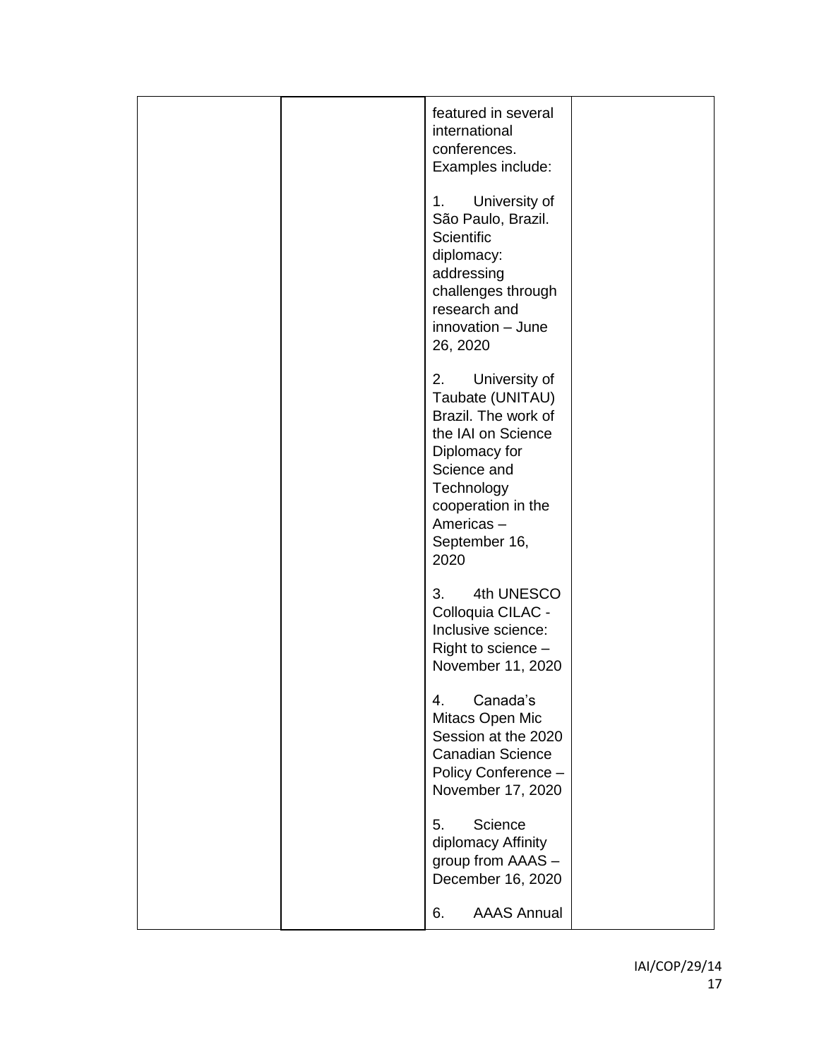| | | | |
|---|---|---|---|
| | | featured in several international conferences. Examples include:<br><br>1. University of São Paulo, Brazil. Scientific diplomacy: addressing challenges through research and innovation – June 26, 2020<br><br>2. University of Taubate (UNITAU) Brazil. The work of the IAI on Science Diplomacy for Science and Technology cooperation in the Americas – September 16, 2020<br><br>3. 4th UNESCO Colloquia CILAC - Inclusive science: Right to science – November 11, 2020<br><br>4. Canada's Mitacs Open Mic Session at the 2020 Canadian Science Policy Conference – November 17, 2020<br><br>5. Science diplomacy Affinity group from AAAS – December 16, 2020<br><br>6. AAAS Annual | |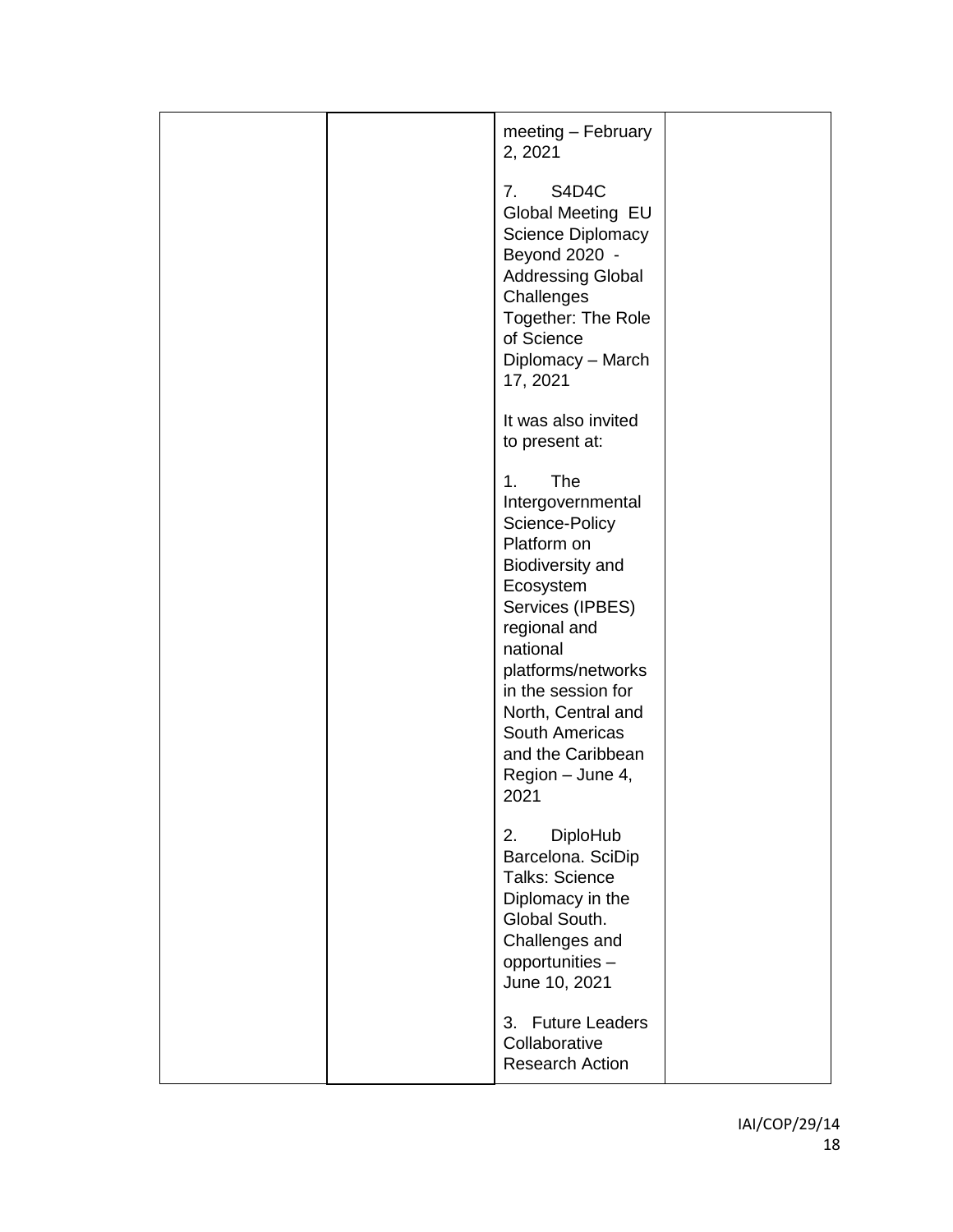|  |  |  |  |
|---|---|---|---|
|  |  | meeting – February 2, 2021<br><br>7. S4D4C Global Meeting EU Science Diplomacy Beyond 2020 - Addressing Global Challenges Together: The Role of Science Diplomacy – March 17, 2021<br><br>It was also invited to present at:<br><br>1. The Intergovernmental Science-Policy Platform on Biodiversity and Ecosystem Services (IPBES) regional and national platforms/networks in the session for North, Central and South Americas and the Caribbean Region – June 4, 2021<br><br>2. DiploHub Barcelona. SciDip Talks: Science Diplomacy in the Global South. Challenges and opportunities – June 10, 2021<br><br>3. Future Leaders Collaborative Research Action |  |

IAI/COP/29/14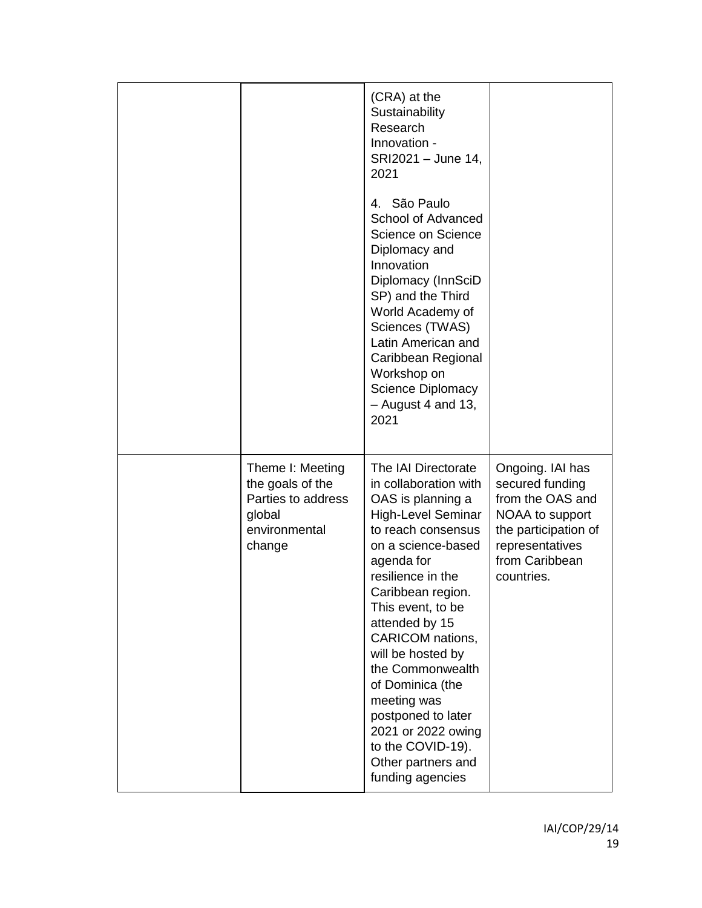|  |  |  |  |
|---|---|---|---|
|  |  | (CRA) at the Sustainability Research Innovation - SRI2021 – June 14, 2021<br><br>4. São Paulo School of Advanced Science on Science Diplomacy and Innovation Diplomacy (InnSciD SP) and the Third World Academy of Sciences (TWAS) Latin American and Caribbean Regional Workshop on Science Diplomacy – August 4 and 13, 2021 |  |
|  | Theme I: Meeting the goals of the Parties to address global environmental change | The IAI Directorate in collaboration with OAS is planning a High-Level Seminar to reach consensus on a science-based agenda for resilience in the Caribbean region. This event, to be attended by 15 CARICOM nations, will be hosted by the Commonwealth of Dominica (the meeting was postponed to later 2021 or 2022 owing to the COVID-19). Other partners and funding agencies | Ongoing. IAI has secured funding from the OAS and NOAA to support the participation of representatives from Caribbean countries. |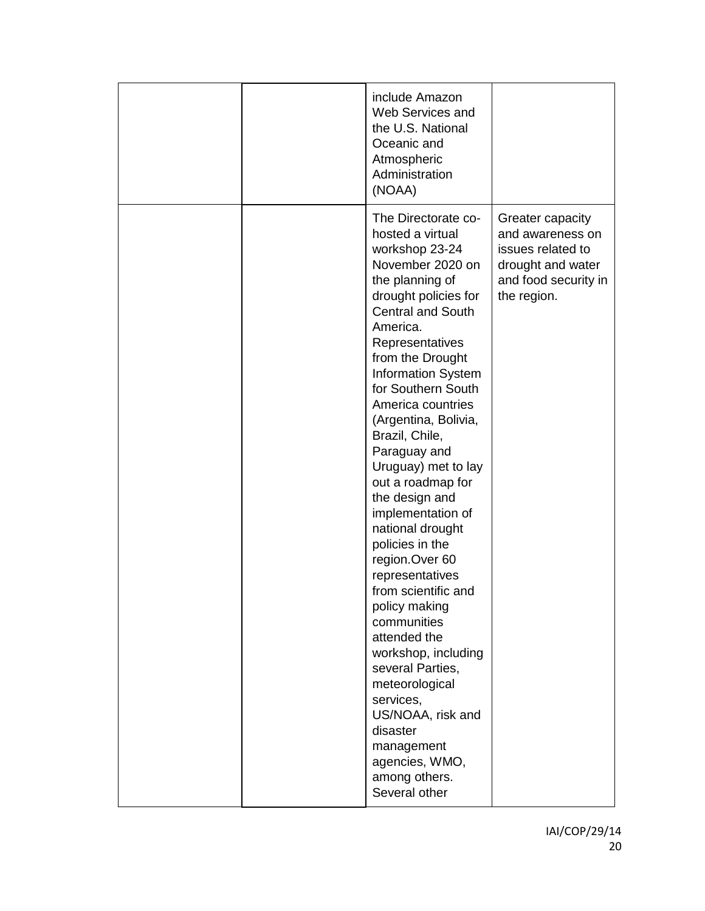| | | | |
|---|---|---|---|
| | | include Amazon Web Services and the U.S. National Oceanic and Atmospheric Administration (NOAA) | |
| | | The Directorate co-hosted a virtual workshop 23-24 November 2020 on the planning of drought policies for Central and South America. Representatives from the Drought Information System for Southern South America countries (Argentina, Bolivia, Brazil, Chile, Paraguay and Uruguay) met to lay out a roadmap for the design and implementation of national drought policies in the region.Over 60 representatives from scientific and policy making communities attended the workshop, including several Parties, meteorological services, US/NOAA, risk and disaster management agencies, WMO, among others. Several other | Greater capacity and awareness on issues related to drought and water and food security in the region. |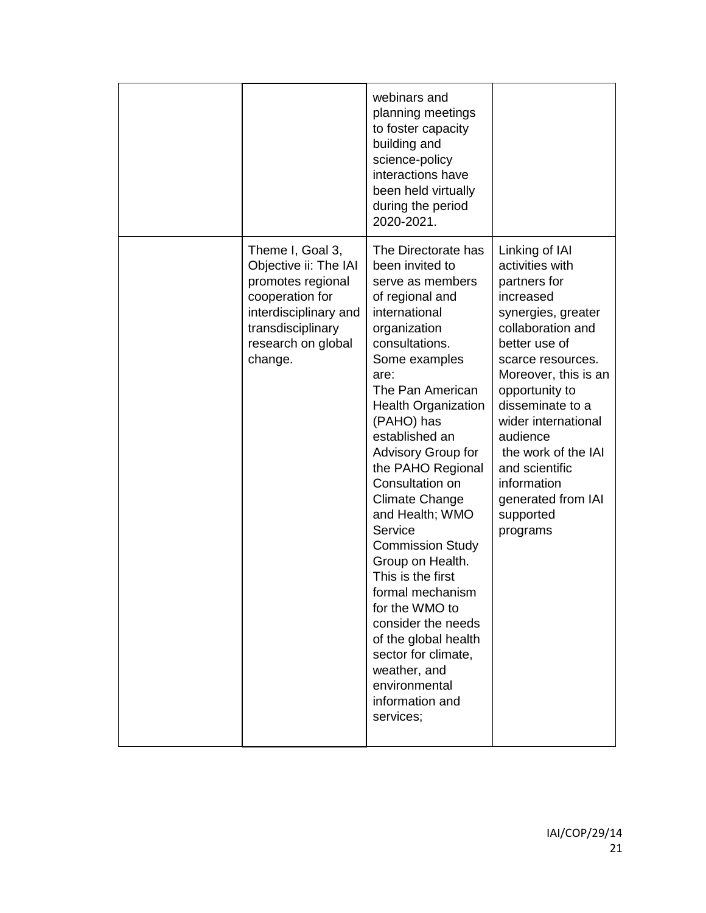|  |  |  |  |
|---|---|---|---|
|  |  | webinars and planning meetings to foster capacity building and science-policy interactions have been held virtually during the period 2020-2021. |  |
|  | Theme I, Goal 3, Objective ii: The IAI promotes regional cooperation for interdisciplinary and transdisciplinary research on global change. | The Directorate has been invited to serve as members of regional and international organization consultations. Some examples are: The Pan American Health Organization (PAHO) has established an Advisory Group for the PAHO Regional Consultation on Climate Change and Health; WMO Service Commission Study Group on Health. This is the first formal mechanism for the WMO to consider the needs of the global health sector for climate, weather, and environmental information and services; | Linking of IAI activities with partners for increased synergies, greater collaboration and better use of scarce resources. Moreover, this is an opportunity to disseminate to a wider international audience the work of the IAI and scientific information generated from IAI supported programs |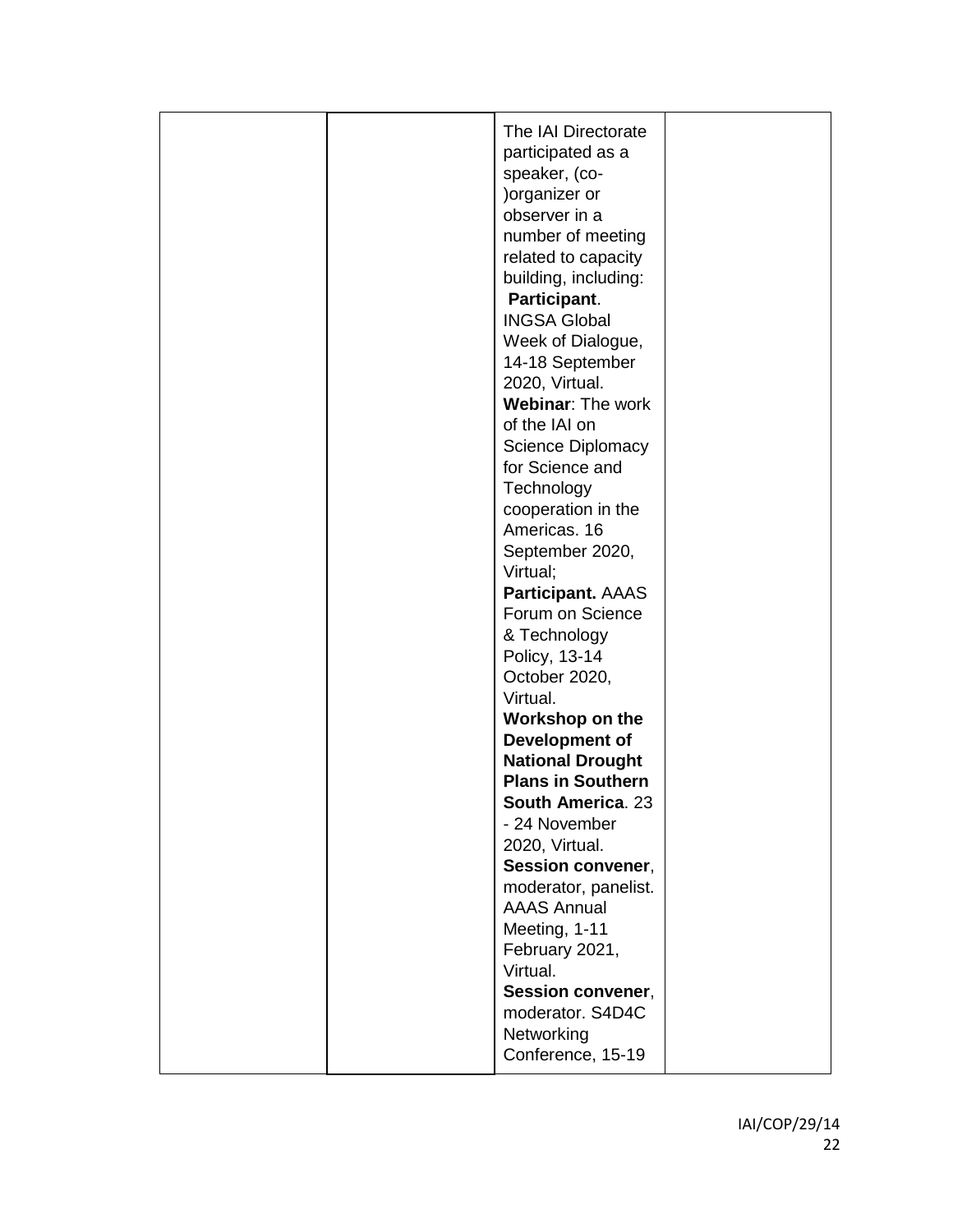| | | | |
|---|---|---|---|
| | | The IAI Directorate participated as a speaker, (co-)organizer or observer in a number of meeting related to capacity building, including: **Participant**. INGSA Global Week of Dialogue, 14-18 September 2020, Virtual. **Webinar**: The work of the IAI on Science Diplomacy for Science and Technology cooperation in the Americas. 16 September 2020, Virtual; **Participant.** AAAS Forum on Science & Technology Policy, 13-14 October 2020, Virtual. **Workshop on the Development of National Drought Plans in Southern South America**. 23 - 24 November 2020, Virtual. **Session convener**, moderator, panelist. AAAS Annual Meeting, 1-11 February 2021, Virtual. **Session convener**, moderator. S4D4C Networking Conference, 15-19 | |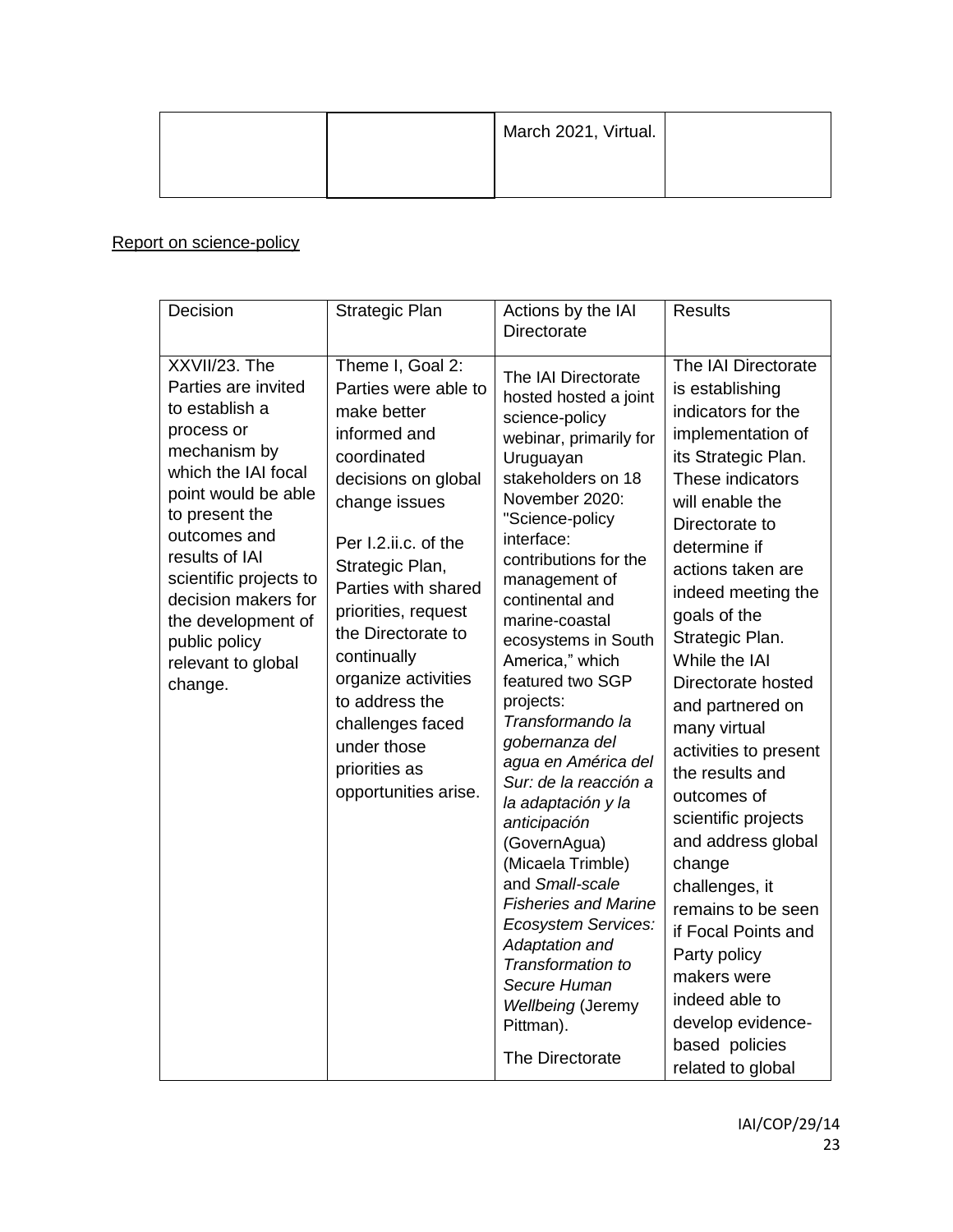| | | March 2021, Virtual. | |
|---|---|---|---|

Report on science-policy

| Decision | Strategic Plan | Actions by the IAI Directorate | Results |
|---|---|---|---|
| XXVII/23. The Parties are invited to establish a process or mechanism by which the IAI focal point would be able to present the outcomes and results of IAI scientific projects to decision makers for the development of public policy relevant to global change. | Theme I, Goal 2: Parties were able to make better informed and coordinated decisions on global change issues<br><br>Per I.2.ii.c. of the Strategic Plan, Parties with shared priorities, request the Directorate to continually organize activities to address the challenges faced under those priorities as opportunities arise. | The IAI Directorate hosted hosted a joint science-policy webinar, primarily for Uruguayan stakeholders on 18 November 2020: "Science-policy interface: contributions for the management of continental and marine-coastal ecosystems in South America," which featured two SGP projects: *Transformando la gobernanza del agua en América del Sur: de la reacción a la adaptación y la anticipación* (GovernAgua) (Micaela Trimble) and *Small-scale Fisheries and Marine Ecosystem Services: Adaptation and Transformation to Secure Human Wellbeing* (Jeremy Pittman).<br><br>The Directorate | The IAI Directorate is establishing indicators for the implementation of its Strategic Plan. These indicators will enable the Directorate to determine if actions taken are indeed meeting the goals of the Strategic Plan. While the IAI Directorate hosted and partnered on many virtual activities to present the results and outcomes of scientific projects and address global change challenges, it remains to be seen if Focal Points and Party policy makers were indeed able to develop evidence-based policies related to global |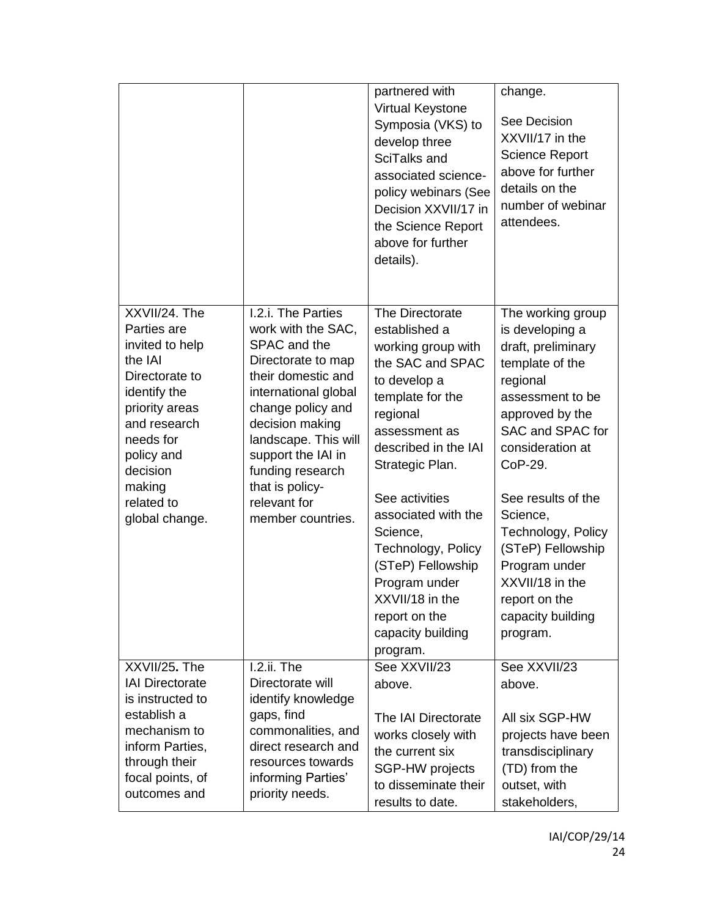| | | partnered with Virtual Keystone Symposia (VKS) to develop three SciTalks and associated science-policy webinars (See Decision XXVII/17 in the Science Report above for further details). | change.<br><br>See Decision XXVII/17 in the Science Report above for further details on the number of webinar attendees. |
|---|---|---|---|
| XXVII/24. The Parties are invited to help the IAI Directorate to identify the priority areas and research needs for policy and decision making related to global change. | I.2.i. The Parties work with the SAC, SPAC and the Directorate to map their domestic and international global change policy and decision making landscape. This will support the IAI in funding research that is policy-relevant for member countries. | The Directorate established a working group with the SAC and SPAC to develop a template for the regional assessment as described in the IAI Strategic Plan.<br><br>See activities associated with the Science, Technology, Policy (STeP) Fellowship Program under XXVII/18 in the report on the capacity building program. | The working group is developing a draft, preliminary template of the regional assessment to be approved by the SAC and SPAC for consideration at CoP-29.<br><br>See results of the Science, Technology, Policy (STeP) Fellowship Program under XXVII/18 in the report on the capacity building program. |
| XXVII/25**.** The IAI Directorate is instructed to establish a mechanism to inform Parties, through their focal points, of outcomes and | I.2.ii. The Directorate will identify knowledge gaps, find commonalities, and direct research and resources towards informing Parties' priority needs. | See XXVII/23 above.<br><br>The IAI Directorate works closely with the current six SGP-HW projects to disseminate their results to date. | See XXVII/23 above.<br><br>All six SGP-HW projects have been transdisciplinary (TD) from the outset, with stakeholders, |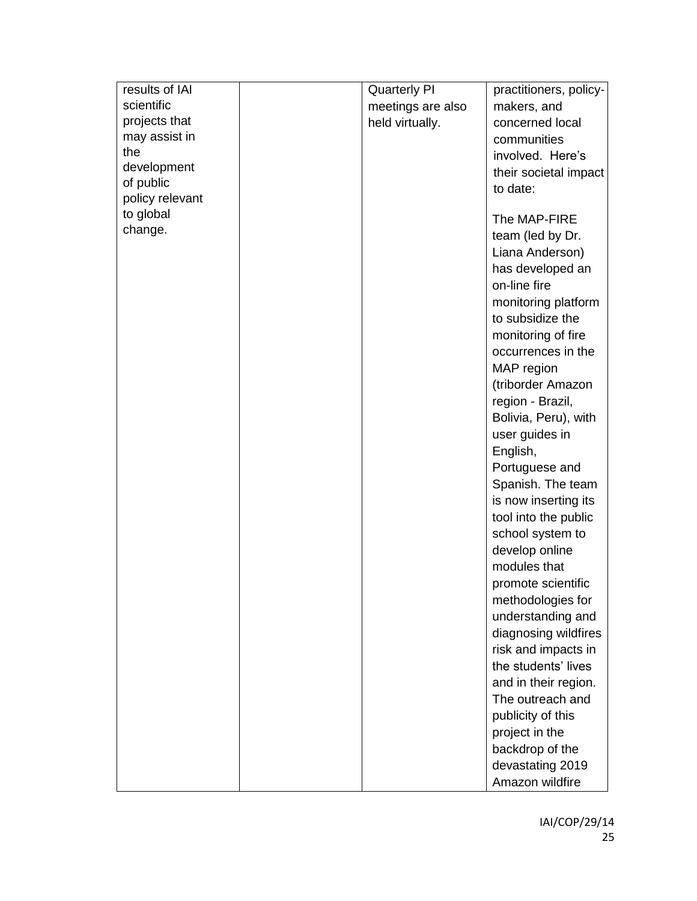| results of IAI scientific projects that may assist in the development of public policy relevant to global change. | | Quarterly PI meetings are also held virtually. | practitioners, policy-makers, and concerned local communities involved. Here's their societal impact to date:<br><br>The MAP-FIRE team (led by Dr. Liana Anderson) has developed an on-line fire monitoring platform to subsidize the monitoring of fire occurrences in the MAP region (triborder Amazon region - Brazil, Bolivia, Peru), with user guides in English, Portuguese and Spanish. The team is now inserting its tool into the public school system to develop online modules that promote scientific methodologies for understanding and diagnosing wildfires risk and impacts in the students' lives and in their region. The outreach and publicity of this project in the backdrop of the devastating 2019 Amazon wildfire |
|---|---|---|---|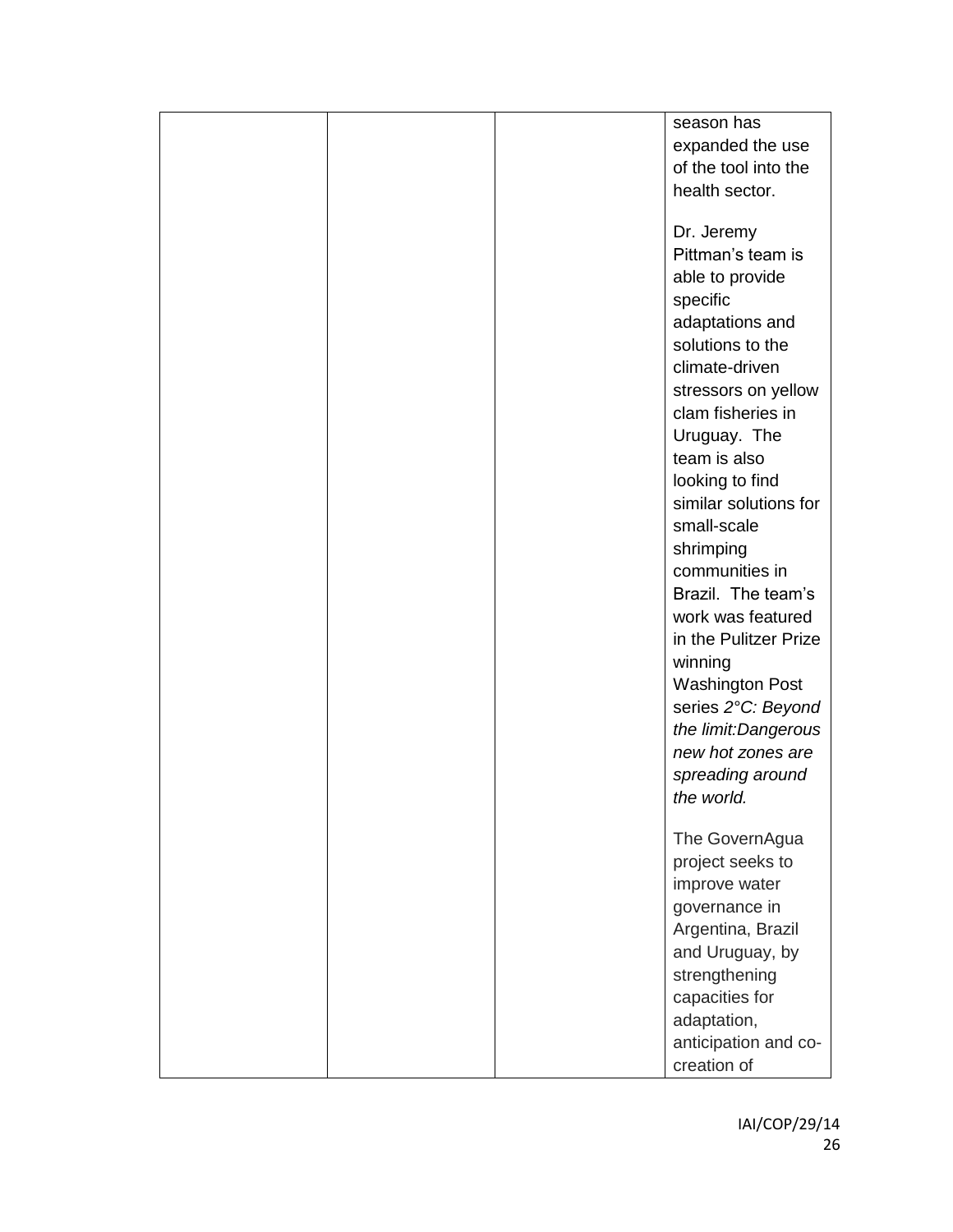| | | | season has expanded the use of the tool into the health sector.<br><br>Dr. Jeremy Pittman's team is able to provide specific adaptations and solutions to the climate-driven stressors on yellow clam fisheries in Uruguay. The team is also looking to find similar solutions for small-scale shrimping communities in Brazil. The team's work was featured in the Pulitzer Prize winning Washington Post series *2°C: Beyond the limit:Dangerous new hot zones are spreading around the world.*<br><br>The GovernAgua project seeks to improve water governance in Argentina, Brazil and Uruguay, by strengthening capacities for adaptation, anticipation and co-creation of |
|---|---|---|---|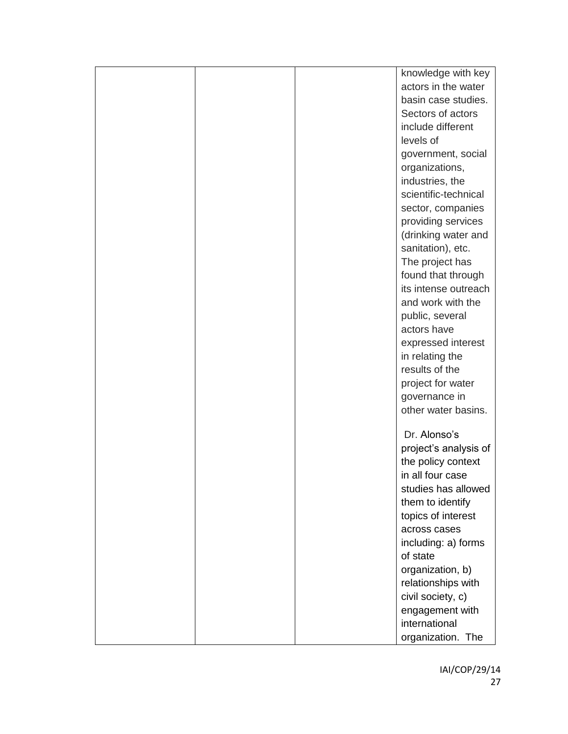| | | | |
|---|---|---|---|
| | | | knowledge with key actors in the water basin case studies. Sectors of actors include different levels of government, social organizations, industries, the scientific-technical sector, companies providing services (drinking water and sanitation), etc. The project has found that through its intense outreach and work with the public, several actors have expressed interest in relating the results of the project for water governance in other water basins.<br><br>Dr. Alonso's project's analysis of the policy context in all four case studies has allowed them to identify topics of interest across cases including: a) forms of state organization, b) relationships with civil society, c) engagement with international organization. The |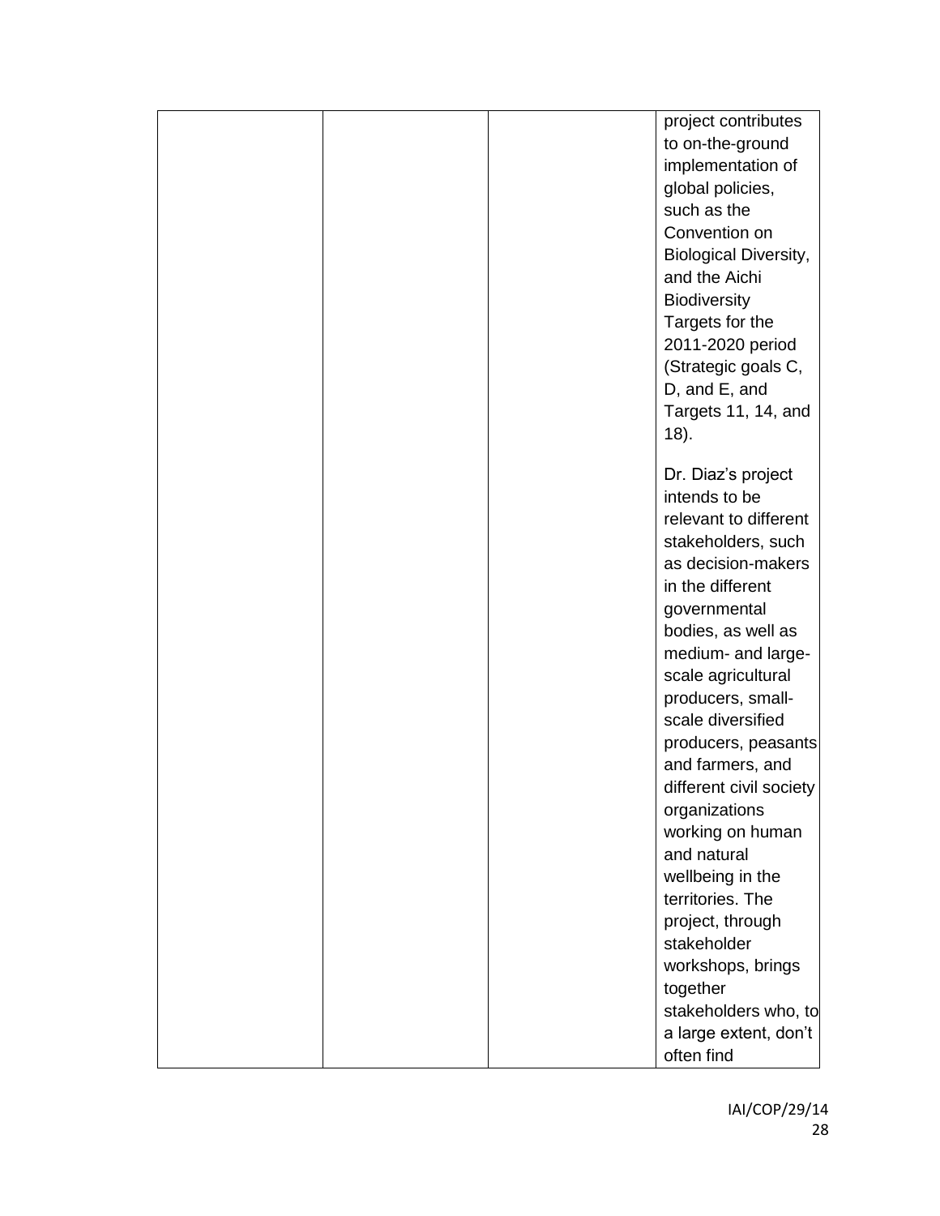| | | | project contributes to on-the-ground implementation of global policies, such as the Convention on Biological Diversity, and the Aichi Biodiversity Targets for the 2011-2020 period (Strategic goals C, D, and E, and Targets 11, 14, and 18).<br><br>Dr. Diaz's project intends to be relevant to different stakeholders, such as decision-makers in the different governmental bodies, as well as medium- and large-scale agricultural producers, small-scale diversified producers, peasants and farmers, and different civil society organizations working on human and natural wellbeing in the territories. The project, through stakeholder workshops, brings together stakeholders who, to a large extent, don't often find |
|---|---|---|---|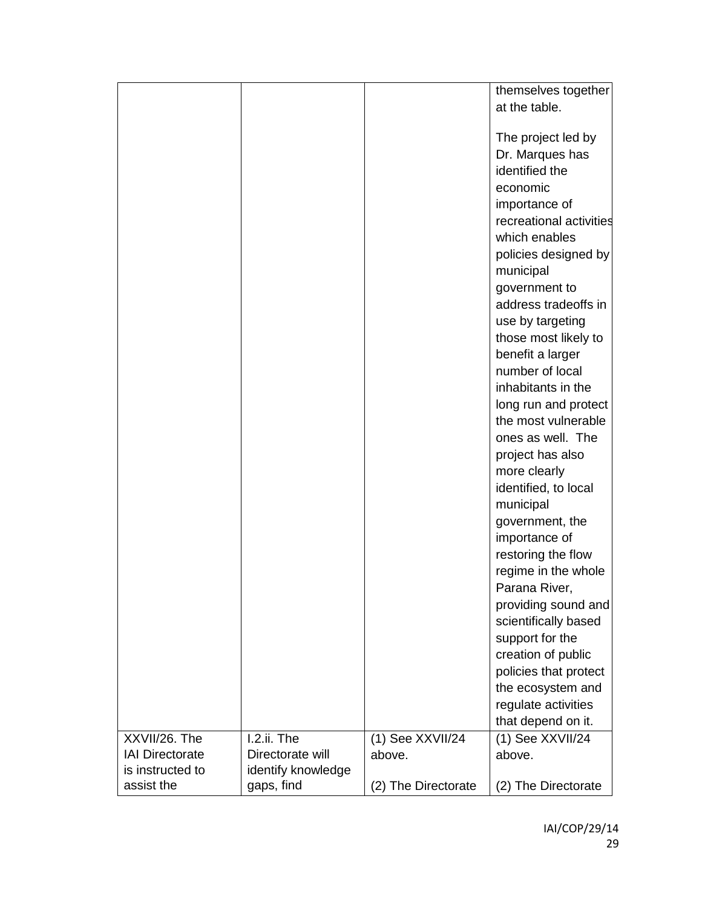| | | | |
|---|---|---|---|
| | | | themselves together at the table.<br><br>The project led by Dr. Marques has identified the economic importance of recreational activities which enables policies designed by municipal government to address tradeoffs in use by targeting those most likely to benefit a larger number of local inhabitants in the long run and protect the most vulnerable ones as well. The project has also more clearly identified, to local municipal government, the importance of restoring the flow regime in the whole Parana River, providing sound and scientifically based support for the creation of public policies that protect the ecosystem and regulate activities that depend on it. |
| XXVII/26. The IAI Directorate is instructed to assist the | I.2.ii. The Directorate will identify knowledge gaps, find | (1) See XXVII/24 above.<br><br>(2) The Directorate | (1) See XXVII/24 above.<br><br>(2) The Directorate |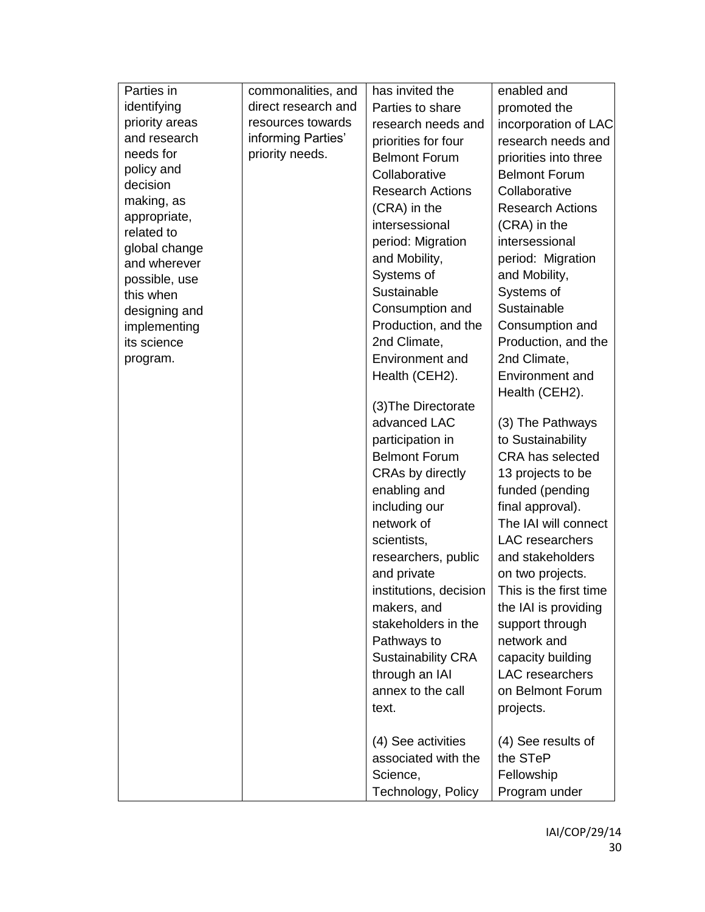| | | | |
|---|---|---|---|
| Parties in identifying priority areas and research needs for policy and decision making, as appropriate, related to global change and wherever possible, use this when designing and implementing its science program. | commonalities, and direct research and resources towards informing Parties' priority needs. | has invited the Parties to share research needs and priorities for four Belmont Forum Collaborative Research Actions (CRA) in the intersessional period: Migration and Mobility, Systems of Sustainable Consumption and Production, and the 2nd Climate, Environment and Health (CEH2).<br><br>(3)The Directorate advanced LAC participation in Belmont Forum CRAs by directly enabling and including our network of scientists, researchers, public and private institutions, decision makers, and stakeholders in the Pathways to Sustainability CRA through an IAI annex to the call text.<br><br>(4) See activities associated with the Science, Technology, Policy | enabled and promoted the incorporation of LAC research needs and priorities into three Belmont Forum Collaborative Research Actions (CRA) in the intersessional period: Migration and Mobility, Systems of Sustainable Consumption and Production, and the 2nd Climate, Environment and Health (CEH2).<br><br>(3) The Pathways to Sustainability CRA has selected 13 projects to be funded (pending final approval). The IAI will connect LAC researchers and stakeholders on two projects. This is the first time the IAI is providing support through network and capacity building LAC researchers on Belmont Forum projects.<br><br>(4) See results of the STeP Fellowship Program under |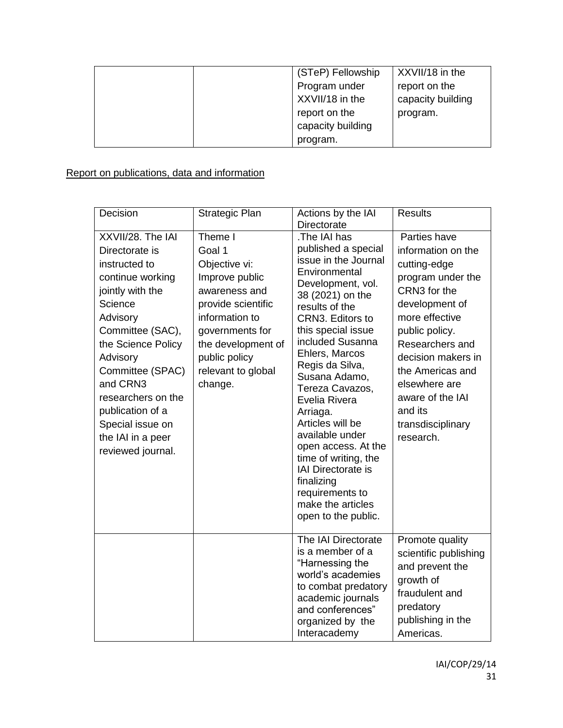| | | (STeP) Fellowship Program under XXVII/18 in the report on the capacity building program. | XXVII/18 in the report on the capacity building program. |
|---|---|---|---|

Report on publications, data and information

| Decision | Strategic Plan | Actions by the IAI Directorate | Results |
|---|---|---|---|
| XXVII/28. The IAI Directorate is instructed to continue working jointly with the Science Advisory Committee (SAC), the Science Policy Advisory Committee (SPAC) and CRN3 researchers on the publication of a Special issue on the IAI in a peer reviewed journal. | Theme I Goal 1 Objective vi: Improve public awareness and provide scientific information to governments for the development of public policy relevant to global change. | .The IAI has published a special issue in the Journal Environmental Development, vol. 38 (2021) on the results of the CRN3. Editors to this special issue included Susanna Ehlers, Marcos Regis da Silva, Susana Adamo, Tereza Cavazos, Evelia Rivera Arriaga. Articles will be available under open access. At the time of writing, the IAI Directorate is finalizing requirements to make the articles open to the public. | Parties have information on the cutting-edge program under the CRN3 for the development of more effective public policy. Researchers and decision makers in the Americas and elsewhere are aware of the IAI and its transdisciplinary research. |
| | | The IAI Directorate is a member of a "Harnessing the world's academies to combat predatory academic journals and conferences" organized by the Interacademy | Promote quality scientific publishing and prevent the growth of fraudulent and predatory publishing in the Americas. |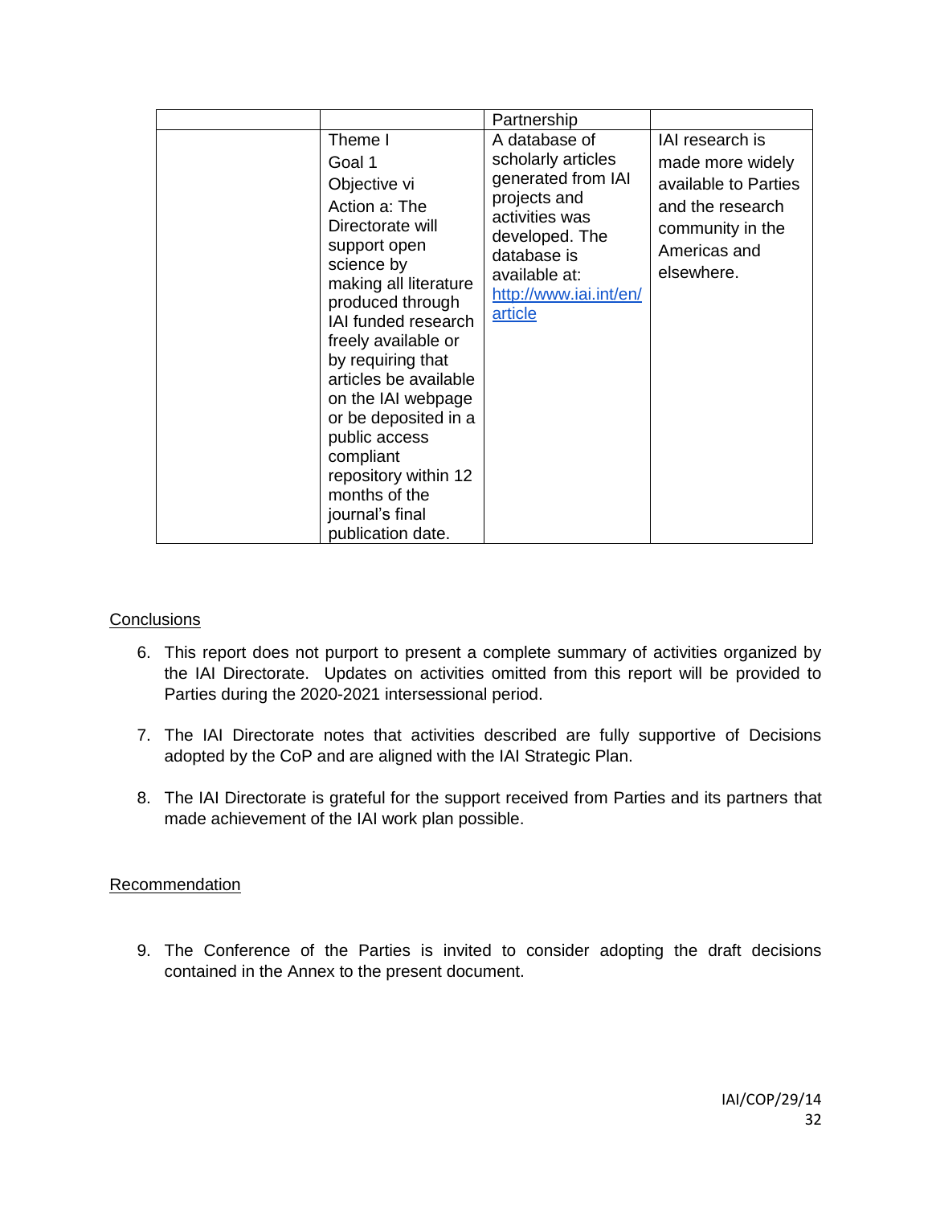| | | Partnership | |
|---|---|---|---|
| | Theme I<br>Goal 1<br>Objective vi<br>Action a: The Directorate will support open science by making all literature produced through IAI funded research freely available or by requiring that articles be available on the IAI webpage or be deposited in a public access compliant repository within 12 months of the journal's final publication date. | A database of scholarly articles generated from IAI projects and activities was developed. The database is available at: [http://www.iai.int/en/article](http://www.iai.int/en/article) | IAI research is made more widely available to Parties and the research community in the Americas and elsewhere. |

## Conclusions

6. This report does not purport to present a complete summary of activities organized by the IAI Directorate. Updates on activities omitted from this report will be provided to Parties during the 2020-2021 intersessional period.

7. The IAI Directorate notes that activities described are fully supportive of Decisions adopted by the CoP and are aligned with the IAI Strategic Plan.

8. The IAI Directorate is grateful for the support received from Parties and its partners that made achievement of the IAI work plan possible.

## Recommendation

9. The Conference of the Parties is invited to consider adopting the draft decisions contained in the Annex to the present document.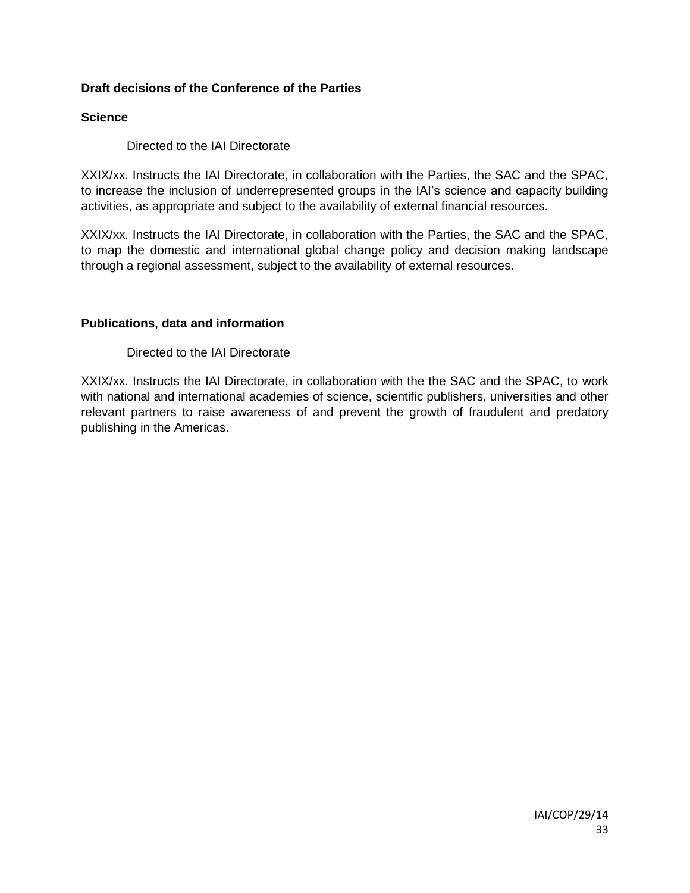**Draft decisions of the Conference of the Parties**

**Science**

Directed to the IAI Directorate

XXIX/xx. Instructs the IAI Directorate, in collaboration with the Parties, the SAC and the SPAC, to increase the inclusion of underrepresented groups in the IAI's science and capacity building activities, as appropriate and subject to the availability of external financial resources.

XXIX/xx. Instructs the IAI Directorate, in collaboration with the Parties, the SAC and the SPAC, to map the domestic and international global change policy and decision making landscape through a regional assessment, subject to the availability of external resources.

**Publications, data and information**

Directed to the IAI Directorate

XXIX/xx. Instructs the IAI Directorate, in collaboration with the the SAC and the SPAC, to work with national and international academies of science, scientific publishers, universities and other relevant partners to raise awareness of and prevent the growth of fraudulent and predatory publishing in the Americas.